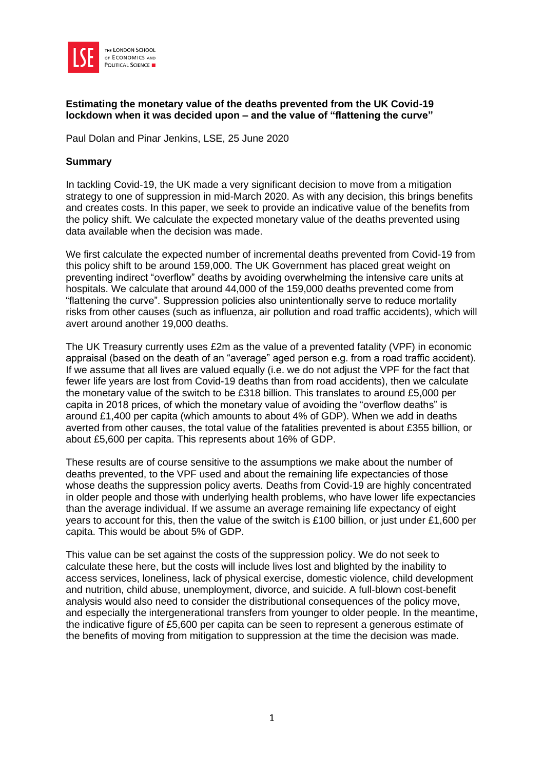**Estimating the monetary value of the deaths prevented from the UK Covid-19 lockdown when it was decided upon – and the value of "flattening the curve"**

Paul Dolan and Pinar Jenkins, LSE, 25 June 2020

**Summary**

In tackling Covid-19, the UK made a very significant decision to move from a mitigation strategy to one of suppression in mid-March 2020. As with any decision, this brings benefits and creates costs. In this paper, we seek to provide an indicative value of the benefits from the policy shift. We calculate the expected monetary value of the deaths prevented using data available when the decision was made.

We first calculate the expected number of incremental deaths prevented from Covid-19 from this policy shift to be around 159,000. The UK Government has placed great weight on preventing indirect "overflow" deaths by avoiding overwhelming the intensive care units at hospitals. We calculate that around 44,000 of the 159,000 deaths prevented come from "flattening the curve". Suppression policies also unintentionally serve to reduce mortality risks from other causes (such as influenza, air pollution and road traffic accidents), which will avert around another 19,000 deaths.

The UK Treasury currently uses £2m as the value of a prevented fatality (VPF) in economic appraisal (based on the death of an "average" aged person e.g. from a road traffic accident). If we assume that all lives are valued equally (i.e. we do not adjust the VPF for the fact that fewer life years are lost from Covid-19 deaths than from road accidents), then we calculate the monetary value of the switch to be £318 billion. This translates to around £5,000 per capita in 2018 prices, of which the monetary value of avoiding the "overflow deaths" is around £1,400 per capita (which amounts to about 4% of GDP). When we add in deaths averted from other causes, the total value of the fatalities prevented is about £355 billion, or about £5,600 per capita. This represents about 16% of GDP.

These results are of course sensitive to the assumptions we make about the number of deaths prevented, to the VPF used and about the remaining life expectancies of those whose deaths the suppression policy averts. Deaths from Covid-19 are highly concentrated in older people and those with underlying health problems, who have lower life expectancies than the average individual. If we assume an average remaining life expectancy of eight years to account for this, then the value of the switch is £100 billion, or just under £1,600 per capita. This would be about 5% of GDP.

This value can be set against the costs of the suppression policy. We do not seek to calculate these here, but the costs will include lives lost and blighted by the inability to access services, loneliness, lack of physical exercise, domestic violence, child development and nutrition, child abuse, unemployment, divorce, and suicide. A full-blown cost-benefit analysis would also need to consider the distributional consequences of the policy move, and especially the intergenerational transfers from younger to older people. In the meantime, the indicative figure of £5,600 per capita can be seen to represent a generous estimate of the benefits of moving from mitigation to suppression at the time the decision was made.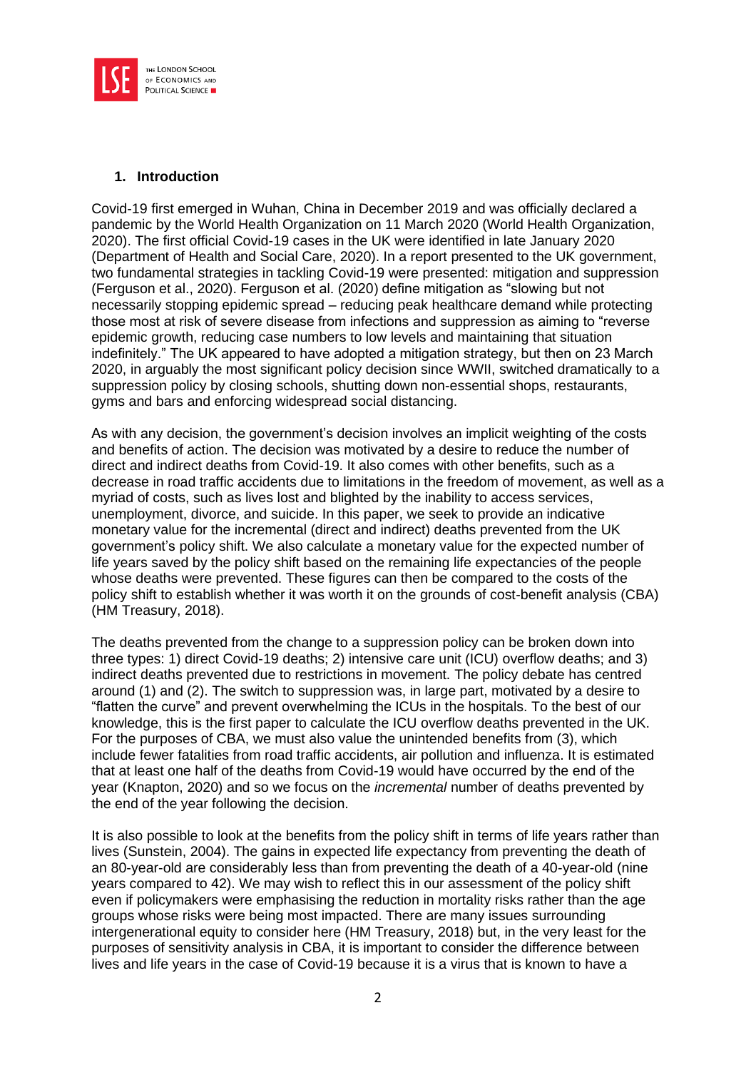## 1. Introduction

Covid-19 first emerged in Wuhan, China in December 2019 and was officially declared a pandemic by the World Health Organization on 11 March 2020 (World Health Organization, 2020). The first official Covid-19 cases in the UK were identified in late January 2020 (Department of Health and Social Care, 2020). In a report presented to the UK government, two fundamental strategies in tackling Covid-19 were presented: mitigation and suppression (Ferguson et al., 2020). Ferguson et al. (2020) define mitigation as "slowing but not necessarily stopping epidemic spread – reducing peak healthcare demand while protecting those most at risk of severe disease from infections and suppression as aiming to "reverse epidemic growth, reducing case numbers to low levels and maintaining that situation indefinitely." The UK appeared to have adopted a mitigation strategy, but then on 23 March 2020, in arguably the most significant policy decision since WWII, switched dramatically to a suppression policy by closing schools, shutting down non-essential shops, restaurants, gyms and bars and enforcing widespread social distancing.

As with any decision, the government's decision involves an implicit weighting of the costs and benefits of action. The decision was motivated by a desire to reduce the number of direct and indirect deaths from Covid-19. It also comes with other benefits, such as a decrease in road traffic accidents due to limitations in the freedom of movement, as well as a myriad of costs, such as lives lost and blighted by the inability to access services, unemployment, divorce, and suicide. In this paper, we seek to provide an indicative monetary value for the incremental (direct and indirect) deaths prevented from the UK government's policy shift. We also calculate a monetary value for the expected number of life years saved by the policy shift based on the remaining life expectancies of the people whose deaths were prevented. These figures can then be compared to the costs of the policy shift to establish whether it was worth it on the grounds of cost-benefit analysis (CBA) (HM Treasury, 2018).

The deaths prevented from the change to a suppression policy can be broken down into three types: 1) direct Covid-19 deaths; 2) intensive care unit (ICU) overflow deaths; and 3) indirect deaths prevented due to restrictions in movement. The policy debate has centred around (1) and (2). The switch to suppression was, in large part, motivated by a desire to "flatten the curve" and prevent overwhelming the ICUs in the hospitals. To the best of our knowledge, this is the first paper to calculate the ICU overflow deaths prevented in the UK. For the purposes of CBA, we must also value the unintended benefits from (3), which include fewer fatalities from road traffic accidents, air pollution and influenza. It is estimated that at least one half of the deaths from Covid-19 would have occurred by the end of the year (Knapton, 2020) and so we focus on the *incremental* number of deaths prevented by the end of the year following the decision.

It is also possible to look at the benefits from the policy shift in terms of life years rather than lives (Sunstein, 2004). The gains in expected life expectancy from preventing the death of an 80-year-old are considerably less than from preventing the death of a 40-year-old (nine years compared to 42). We may wish to reflect this in our assessment of the policy shift even if policymakers were emphasising the reduction in mortality risks rather than the age groups whose risks were being most impacted. There are many issues surrounding intergenerational equity to consider here (HM Treasury, 2018) but, in the very least for the purposes of sensitivity analysis in CBA, it is important to consider the difference between lives and life years in the case of Covid-19 because it is a virus that is known to have a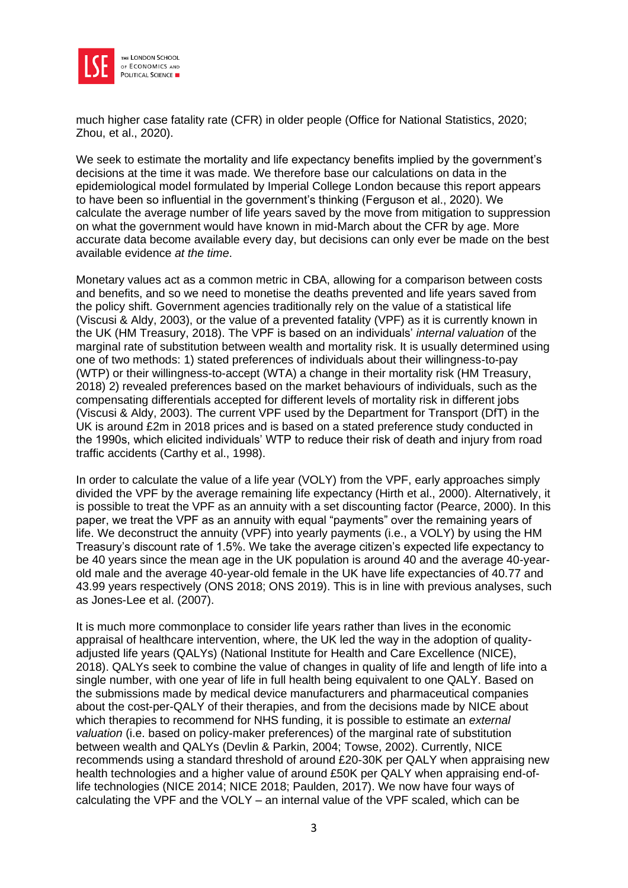much higher case fatality rate (CFR) in older people (Office for National Statistics, 2020; Zhou, et al., 2020).

We seek to estimate the mortality and life expectancy benefits implied by the government's decisions at the time it was made. We therefore base our calculations on data in the epidemiological model formulated by Imperial College London because this report appears to have been so influential in the government's thinking (Ferguson et al., 2020). We calculate the average number of life years saved by the move from mitigation to suppression on what the government would have known in mid-March about the CFR by age. More accurate data become available every day, but decisions can only ever be made on the best available evidence *at the time*.

Monetary values act as a common metric in CBA, allowing for a comparison between costs and benefits, and so we need to monetise the deaths prevented and life years saved from the policy shift. Government agencies traditionally rely on the value of a statistical life (Viscusi & Aldy, 2003), or the value of a prevented fatality (VPF) as it is currently known in the UK (HM Treasury, 2018). The VPF is based on an individuals' *internal valuation* of the marginal rate of substitution between wealth and mortality risk. It is usually determined using one of two methods: 1) stated preferences of individuals about their willingness-to-pay (WTP) or their willingness-to-accept (WTA) a change in their mortality risk (HM Treasury, 2018) 2) revealed preferences based on the market behaviours of individuals, such as the compensating differentials accepted for different levels of mortality risk in different jobs (Viscusi & Aldy, 2003). The current VPF used by the Department for Transport (DfT) in the UK is around £2m in 2018 prices and is based on a stated preference study conducted in the 1990s, which elicited individuals' WTP to reduce their risk of death and injury from road traffic accidents (Carthy et al., 1998).

In order to calculate the value of a life year (VOLY) from the VPF, early approaches simply divided the VPF by the average remaining life expectancy (Hirth et al., 2000). Alternatively, it is possible to treat the VPF as an annuity with a set discounting factor (Pearce, 2000). In this paper, we treat the VPF as an annuity with equal "payments" over the remaining years of life. We deconstruct the annuity (VPF) into yearly payments (i.e., a VOLY) by using the HM Treasury's discount rate of 1.5%. We take the average citizen's expected life expectancy to be 40 years since the mean age in the UK population is around 40 and the average 40-year-old male and the average 40-year-old female in the UK have life expectancies of 40.77 and 43.99 years respectively (ONS 2018; ONS 2019). This is in line with previous analyses, such as Jones-Lee et al. (2007).

It is much more commonplace to consider life years rather than lives in the economic appraisal of healthcare intervention, where, the UK led the way in the adoption of quality-adjusted life years (QALYs) (National Institute for Health and Care Excellence (NICE), 2018). QALYs seek to combine the value of changes in quality of life and length of life into a single number, with one year of life in full health being equivalent to one QALY. Based on the submissions made by medical device manufacturers and pharmaceutical companies about the cost-per-QALY of their therapies, and from the decisions made by NICE about which therapies to recommend for NHS funding, it is possible to estimate an *external valuation* (i.e. based on policy-maker preferences) of the marginal rate of substitution between wealth and QALYs (Devlin & Parkin, 2004; Towse, 2002). Currently, NICE recommends using a standard threshold of around £20-30K per QALY when appraising new health technologies and a higher value of around £50K per QALY when appraising end-of-life technologies (NICE 2014; NICE 2018; Paulden, 2017). We now have four ways of calculating the VPF and the VOLY – an internal value of the VPF scaled, which can be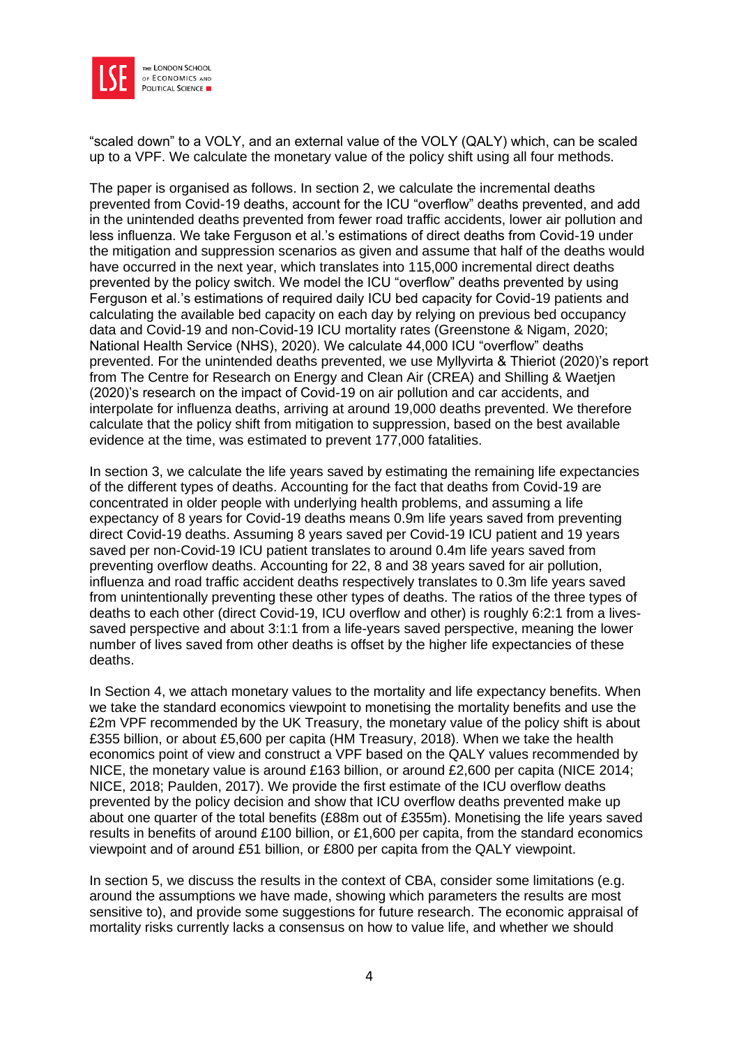"scaled down" to a VOLY, and an external value of the VOLY (QALY) which, can be scaled up to a VPF. We calculate the monetary value of the policy shift using all four methods.

The paper is organised as follows. In section 2, we calculate the incremental deaths prevented from Covid-19 deaths, account for the ICU "overflow" deaths prevented, and add in the unintended deaths prevented from fewer road traffic accidents, lower air pollution and less influenza. We take Ferguson et al.'s estimations of direct deaths from Covid-19 under the mitigation and suppression scenarios as given and assume that half of the deaths would have occurred in the next year, which translates into 115,000 incremental direct deaths prevented by the policy switch. We model the ICU "overflow" deaths prevented by using Ferguson et al.'s estimations of required daily ICU bed capacity for Covid-19 patients and calculating the available bed capacity on each day by relying on previous bed occupancy data and Covid-19 and non-Covid-19 ICU mortality rates (Greenstone & Nigam, 2020; National Health Service (NHS), 2020). We calculate 44,000 ICU "overflow" deaths prevented. For the unintended deaths prevented, we use Myllyvirta & Thieriot (2020)'s report from The Centre for Research on Energy and Clean Air (CREA) and Shilling & Waetjen (2020)'s research on the impact of Covid-19 on air pollution and car accidents, and interpolate for influenza deaths, arriving at around 19,000 deaths prevented. We therefore calculate that the policy shift from mitigation to suppression, based on the best available evidence at the time, was estimated to prevent 177,000 fatalities.

In section 3, we calculate the life years saved by estimating the remaining life expectancies of the different types of deaths. Accounting for the fact that deaths from Covid-19 are concentrated in older people with underlying health problems, and assuming a life expectancy of 8 years for Covid-19 deaths means 0.9m life years saved from preventing direct Covid-19 deaths. Assuming 8 years saved per Covid-19 ICU patient and 19 years saved per non-Covid-19 ICU patient translates to around 0.4m life years saved from preventing overflow deaths. Accounting for 22, 8 and 38 years saved for air pollution, influenza and road traffic accident deaths respectively translates to 0.3m life years saved from unintentionally preventing these other types of deaths. The ratios of the three types of deaths to each other (direct Covid-19, ICU overflow and other) is roughly 6:2:1 from a lives-saved perspective and about 3:1:1 from a life-years saved perspective, meaning the lower number of lives saved from other deaths is offset by the higher life expectancies of these deaths.

In Section 4, we attach monetary values to the mortality and life expectancy benefits. When we take the standard economics viewpoint to monetising the mortality benefits and use the £2m VPF recommended by the UK Treasury, the monetary value of the policy shift is about £355 billion, or about £5,600 per capita (HM Treasury, 2018). When we take the health economics point of view and construct a VPF based on the QALY values recommended by NICE, the monetary value is around £163 billion, or around £2,600 per capita (NICE 2014; NICE, 2018; Paulden, 2017). We provide the first estimate of the ICU overflow deaths prevented by the policy decision and show that ICU overflow deaths prevented make up about one quarter of the total benefits (£88m out of £355m). Monetising the life years saved results in benefits of around £100 billion, or £1,600 per capita, from the standard economics viewpoint and of around £51 billion, or £800 per capita from the QALY viewpoint.

In section 5, we discuss the results in the context of CBA, consider some limitations (e.g. around the assumptions we have made, showing which parameters the results are most sensitive to), and provide some suggestions for future research. The economic appraisal of mortality risks currently lacks a consensus on how to value life, and whether we should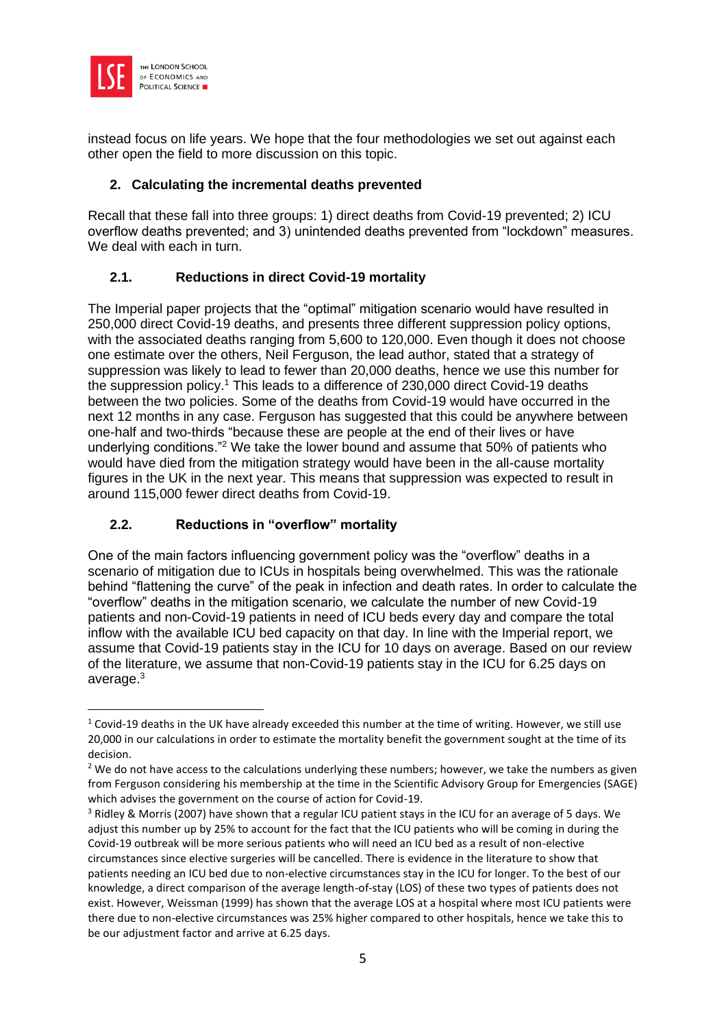instead focus on life years. We hope that the four methodologies we set out against each other open the field to more discussion on this topic.

## 2. Calculating the incremental deaths prevented

Recall that these fall into three groups: 1) direct deaths from Covid-19 prevented; 2) ICU overflow deaths prevented; and 3) unintended deaths prevented from "lockdown" measures. We deal with each in turn.

### 2.1. Reductions in direct Covid-19 mortality

The Imperial paper projects that the "optimal" mitigation scenario would have resulted in 250,000 direct Covid-19 deaths, and presents three different suppression policy options, with the associated deaths ranging from 5,600 to 120,000. Even though it does not choose one estimate over the others, Neil Ferguson, the lead author, stated that a strategy of suppression was likely to lead to fewer than 20,000 deaths, hence we use this number for the suppression policy.[1] This leads to a difference of 230,000 direct Covid-19 deaths between the two policies. Some of the deaths from Covid-19 would have occurred in the next 12 months in any case. Ferguson has suggested that this could be anywhere between one-half and two-thirds "because these are people at the end of their lives or have underlying conditions."[2] We take the lower bound and assume that 50% of patients who would have died from the mitigation strategy would have been in the all-cause mortality figures in the UK in the next year. This means that suppression was expected to result in around 115,000 fewer direct deaths from Covid-19.

### 2.2. Reductions in "overflow" mortality

One of the main factors influencing government policy was the "overflow" deaths in a scenario of mitigation due to ICUs in hospitals being overwhelmed. This was the rationale behind "flattening the curve" of the peak in infection and death rates. In order to calculate the "overflow" deaths in the mitigation scenario, we calculate the number of new Covid-19 patients and non-Covid-19 patients in need of ICU beds every day and compare the total inflow with the available ICU bed capacity on that day. In line with the Imperial report, we assume that Covid-19 patients stay in the ICU for 10 days on average. Based on our review of the literature, we assume that non-Covid-19 patients stay in the ICU for 6.25 days on average.[3]

---

[1] Covid-19 deaths in the UK have already exceeded this number at the time of writing. However, we still use 20,000 in our calculations in order to estimate the mortality benefit the government sought at the time of its decision.

[2] We do not have access to the calculations underlying these numbers; however, we take the numbers as given from Ferguson considering his membership at the time in the Scientific Advisory Group for Emergencies (SAGE) which advises the government on the course of action for Covid-19.

[3] Ridley & Morris (2007) have shown that a regular ICU patient stays in the ICU for an average of 5 days. We adjust this number up by 25% to account for the fact that the ICU patients who will be coming in during the Covid-19 outbreak will be more serious patients who will need an ICU bed as a result of non-elective circumstances since elective surgeries will be cancelled. There is evidence in the literature to show that patients needing an ICU bed due to non-elective circumstances stay in the ICU for longer. To the best of our knowledge, a direct comparison of the average length-of-stay (LOS) of these two types of patients does not exist. However, Weissman (1999) has shown that the average LOS at a hospital where most ICU patients were there due to non-elective circumstances was 25% higher compared to other hospitals, hence we take this to be our adjustment factor and arrive at 6.25 days.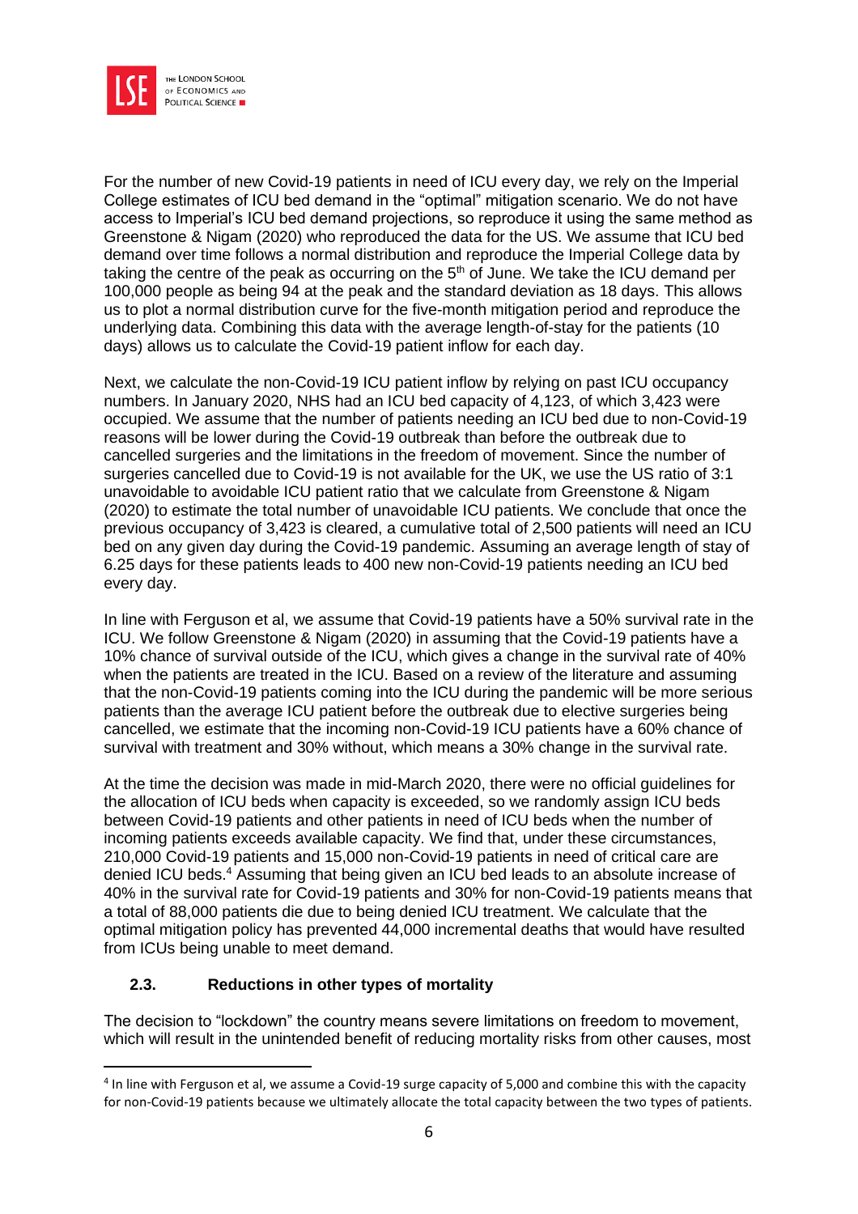For the number of new Covid-19 patients in need of ICU every day, we rely on the Imperial College estimates of ICU bed demand in the "optimal" mitigation scenario. We do not have access to Imperial's ICU bed demand projections, so reproduce it using the same method as Greenstone & Nigam (2020) who reproduced the data for the US. We assume that ICU bed demand over time follows a normal distribution and reproduce the Imperial College data by taking the centre of the peak as occurring on the 5th of June. We take the ICU demand per 100,000 people as being 94 at the peak and the standard deviation as 18 days. This allows us to plot a normal distribution curve for the five-month mitigation period and reproduce the underlying data. Combining this data with the average length-of-stay for the patients (10 days) allows us to calculate the Covid-19 patient inflow for each day.

Next, we calculate the non-Covid-19 ICU patient inflow by relying on past ICU occupancy numbers. In January 2020, NHS had an ICU bed capacity of 4,123, of which 3,423 were occupied. We assume that the number of patients needing an ICU bed due to non-Covid-19 reasons will be lower during the Covid-19 outbreak than before the outbreak due to cancelled surgeries and the limitations in the freedom of movement. Since the number of surgeries cancelled due to Covid-19 is not available for the UK, we use the US ratio of 3:1 unavoidable to avoidable ICU patient ratio that we calculate from Greenstone & Nigam (2020) to estimate the total number of unavoidable ICU patients. We conclude that once the previous occupancy of 3,423 is cleared, a cumulative total of 2,500 patients will need an ICU bed on any given day during the Covid-19 pandemic. Assuming an average length of stay of 6.25 days for these patients leads to 400 new non-Covid-19 patients needing an ICU bed every day.

In line with Ferguson et al, we assume that Covid-19 patients have a 50% survival rate in the ICU. We follow Greenstone & Nigam (2020) in assuming that the Covid-19 patients have a 10% chance of survival outside of the ICU, which gives a change in the survival rate of 40% when the patients are treated in the ICU. Based on a review of the literature and assuming that the non-Covid-19 patients coming into the ICU during the pandemic will be more serious patients than the average ICU patient before the outbreak due to elective surgeries being cancelled, we estimate that the incoming non-Covid-19 ICU patients have a 60% chance of survival with treatment and 30% without, which means a 30% change in the survival rate.

At the time the decision was made in mid-March 2020, there were no official guidelines for the allocation of ICU beds when capacity is exceeded, so we randomly assign ICU beds between Covid-19 patients and other patients in need of ICU beds when the number of incoming patients exceeds available capacity. We find that, under these circumstances, 210,000 Covid-19 patients and 15,000 non-Covid-19 patients in need of critical care are denied ICU beds.[4] Assuming that being given an ICU bed leads to an absolute increase of 40% in the survival rate for Covid-19 patients and 30% for non-Covid-19 patients means that a total of 88,000 patients die due to being denied ICU treatment. We calculate that the optimal mitigation policy has prevented 44,000 incremental deaths that would have resulted from ICUs being unable to meet demand.

### 2.3. Reductions in other types of mortality

The decision to "lockdown" the country means severe limitations on freedom to movement, which will result in the unintended benefit of reducing mortality risks from other causes, most

[4] In line with Ferguson et al, we assume a Covid-19 surge capacity of 5,000 and combine this with the capacity for non-Covid-19 patients because we ultimately allocate the total capacity between the two types of patients.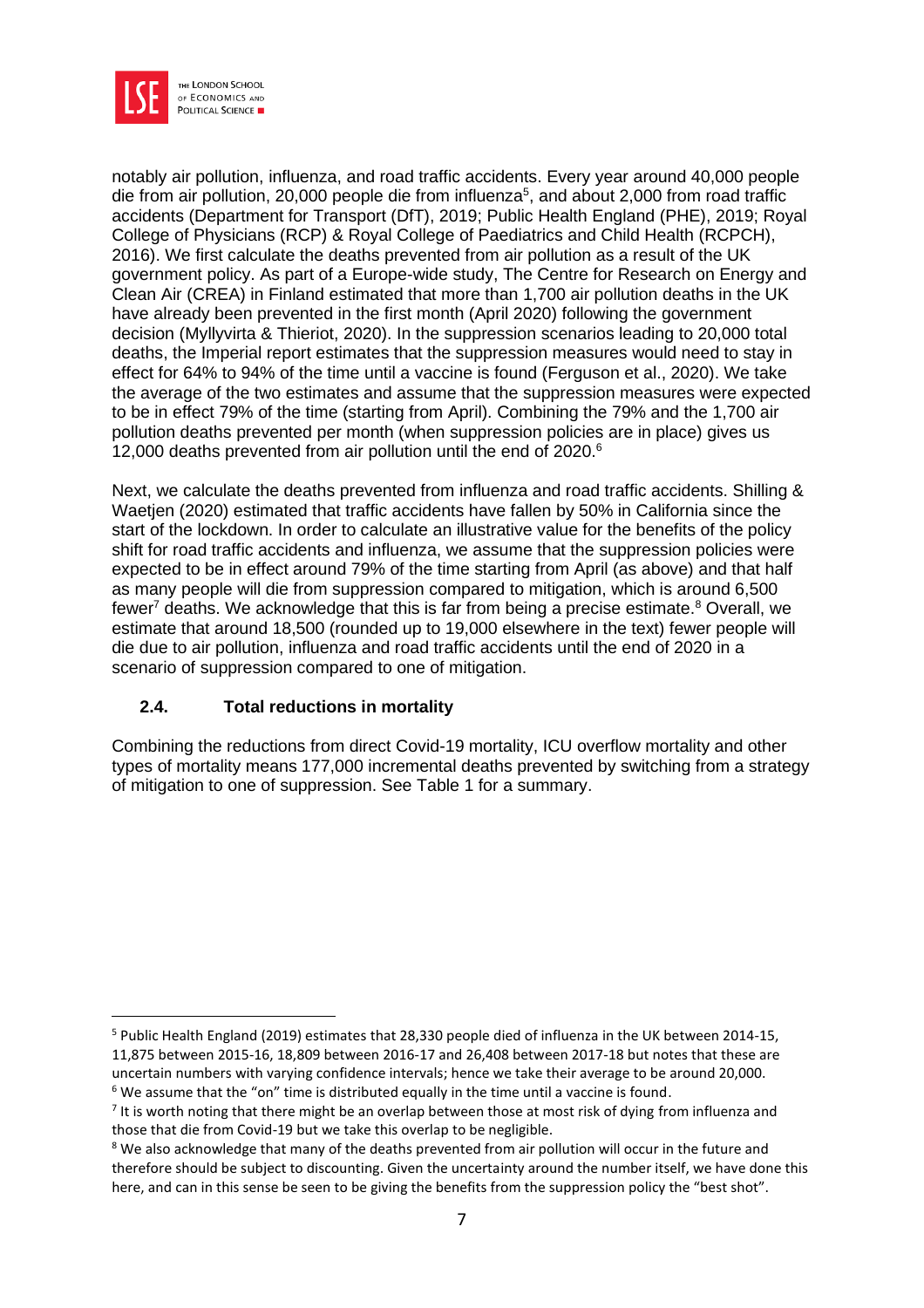notably air pollution, influenza, and road traffic accidents. Every year around 40,000 people die from air pollution, 20,000 people die from influenza[5], and about 2,000 from road traffic accidents (Department for Transport (DfT), 2019; Public Health England (PHE), 2019; Royal College of Physicians (RCP) & Royal College of Paediatrics and Child Health (RCPCH), 2016). We first calculate the deaths prevented from air pollution as a result of the UK government policy. As part of a Europe-wide study, The Centre for Research on Energy and Clean Air (CREA) in Finland estimated that more than 1,700 air pollution deaths in the UK have already been prevented in the first month (April 2020) following the government decision (Myllyvirta & Thieriot, 2020). In the suppression scenarios leading to 20,000 total deaths, the Imperial report estimates that the suppression measures would need to stay in effect for 64% to 94% of the time until a vaccine is found (Ferguson et al., 2020). We take the average of the two estimates and assume that the suppression measures were expected to be in effect 79% of the time (starting from April). Combining the 79% and the 1,700 air pollution deaths prevented per month (when suppression policies are in place) gives us 12,000 deaths prevented from air pollution until the end of 2020.[6]

Next, we calculate the deaths prevented from influenza and road traffic accidents. Shilling & Waetjen (2020) estimated that traffic accidents have fallen by 50% in California since the start of the lockdown. In order to calculate an illustrative value for the benefits of the policy shift for road traffic accidents and influenza, we assume that the suppression policies were expected to be in effect around 79% of the time starting from April (as above) and that half as many people will die from suppression compared to mitigation, which is around 6,500 fewer[7] deaths. We acknowledge that this is far from being a precise estimate.[8] Overall, we estimate that around 18,500 (rounded up to 19,000 elsewhere in the text) fewer people will die due to air pollution, influenza and road traffic accidents until the end of 2020 in a scenario of suppression compared to one of mitigation.

### 2.4. Total reductions in mortality

Combining the reductions from direct Covid-19 mortality, ICU overflow mortality and other types of mortality means 177,000 incremental deaths prevented by switching from a strategy of mitigation to one of suppression. See Table 1 for a summary.

---

[5] Public Health England (2019) estimates that 28,330 people died of influenza in the UK between 2014-15, 11,875 between 2015-16, 18,809 between 2016-17 and 26,408 between 2017-18 but notes that these are uncertain numbers with varying confidence intervals; hence we take their average to be around 20,000.

[6] We assume that the "on" time is distributed equally in the time until a vaccine is found.

[7] It is worth noting that there might be an overlap between those at most risk of dying from influenza and those that die from Covid-19 but we take this overlap to be negligible.

[8] We also acknowledge that many of the deaths prevented from air pollution will occur in the future and therefore should be subject to discounting. Given the uncertainty around the number itself, we have done this here, and can in this sense be seen to be giving the benefits from the suppression policy the "best shot".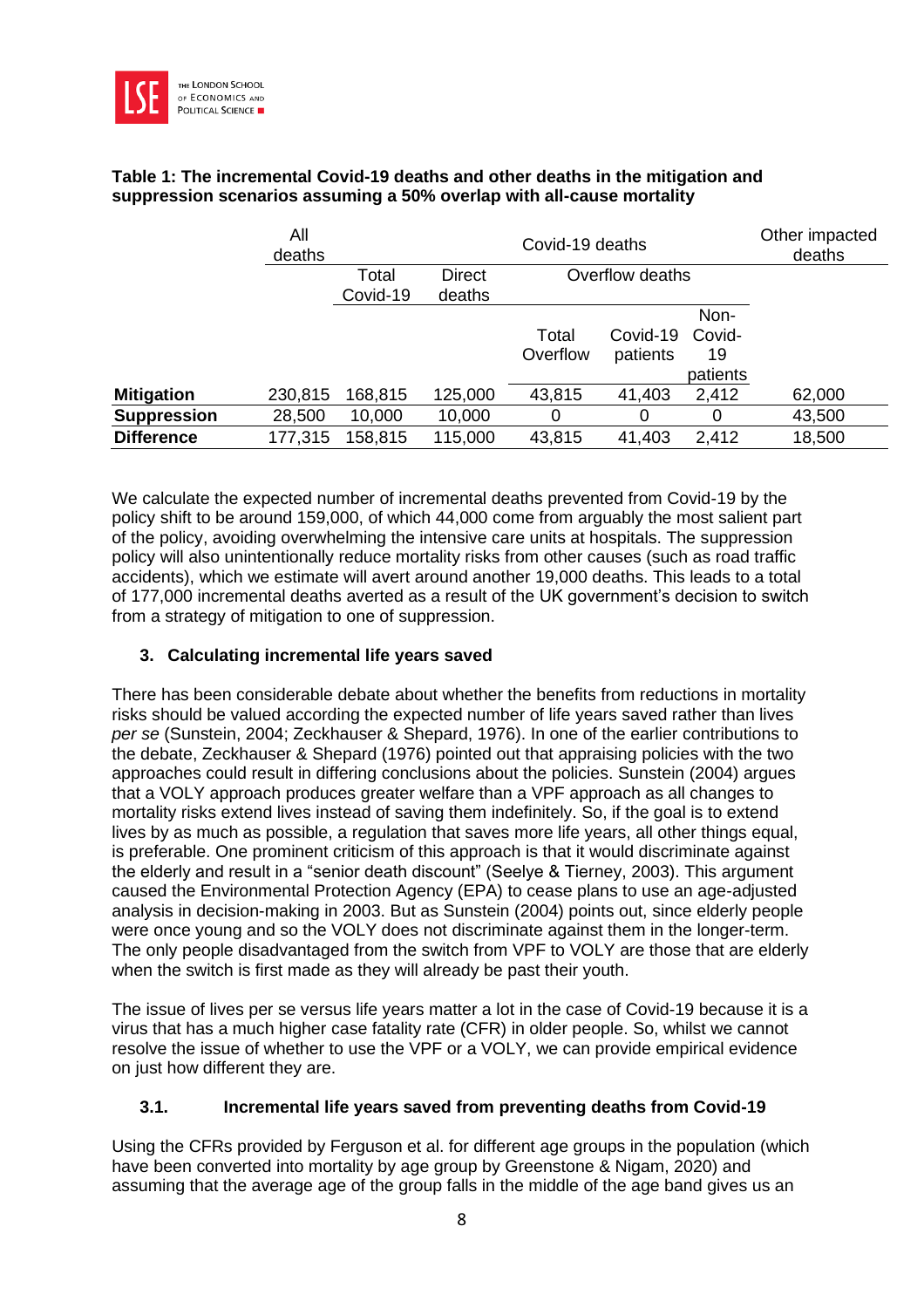**Table 1: The incremental Covid-19 deaths and other deaths in the mitigation and suppression scenarios assuming a 50% overlap with all-cause mortality**

| | All deaths | Covid-19 deaths | | | | | Other impacted deaths |
|---|---|---|---|---|---|---|---|
| | | Total Covid-19 | Direct deaths | Overflow deaths | | | |
| | | | | Total Overflow | Covid-19 patients | Non-Covid-19 patients | |
| **Mitigation** | 230,815 | 168,815 | 125,000 | 43,815 | 41,403 | 2,412 | 62,000 |
| **Suppression** | 28,500 | 10,000 | 10,000 | 0 | 0 | 0 | 43,500 |
| **Difference** | 177,315 | 158,815 | 115,000 | 43,815 | 41,403 | 2,412 | 18,500 |

We calculate the expected number of incremental deaths prevented from Covid-19 by the policy shift to be around 159,000, of which 44,000 come from arguably the most salient part of the policy, avoiding overwhelming the intensive care units at hospitals. The suppression policy will also unintentionally reduce mortality risks from other causes (such as road traffic accidents), which we estimate will avert around another 19,000 deaths. This leads to a total of 177,000 incremental deaths averted as a result of the UK government's decision to switch from a strategy of mitigation to one of suppression.

## 3. Calculating incremental life years saved

There has been considerable debate about whether the benefits from reductions in mortality risks should be valued according the expected number of life years saved rather than lives *per se* (Sunstein, 2004; Zeckhauser & Shepard, 1976). In one of the earlier contributions to the debate, Zeckhauser & Shepard (1976) pointed out that appraising policies with the two approaches could result in differing conclusions about the policies. Sunstein (2004) argues that a VOLY approach produces greater welfare than a VPF approach as all changes to mortality risks extend lives instead of saving them indefinitely. So, if the goal is to extend lives by as much as possible, a regulation that saves more life years, all other things equal, is preferable. One prominent criticism of this approach is that it would discriminate against the elderly and result in a "senior death discount" (Seelye & Tierney, 2003). This argument caused the Environmental Protection Agency (EPA) to cease plans to use an age-adjusted analysis in decision-making in 2003. But as Sunstein (2004) points out, since elderly people were once young and so the VOLY does not discriminate against them in the longer-term. The only people disadvantaged from the switch from VPF to VOLY are those that are elderly when the switch is first made as they will already be past their youth.

The issue of lives per se versus life years matter a lot in the case of Covid-19 because it is a virus that has a much higher case fatality rate (CFR) in older people. So, whilst we cannot resolve the issue of whether to use the VPF or a VOLY, we can provide empirical evidence on just how different they are.

### 3.1. Incremental life years saved from preventing deaths from Covid-19

Using the CFRs provided by Ferguson et al. for different age groups in the population (which have been converted into mortality by age group by Greenstone & Nigam, 2020) and assuming that the average age of the group falls in the middle of the age band gives us an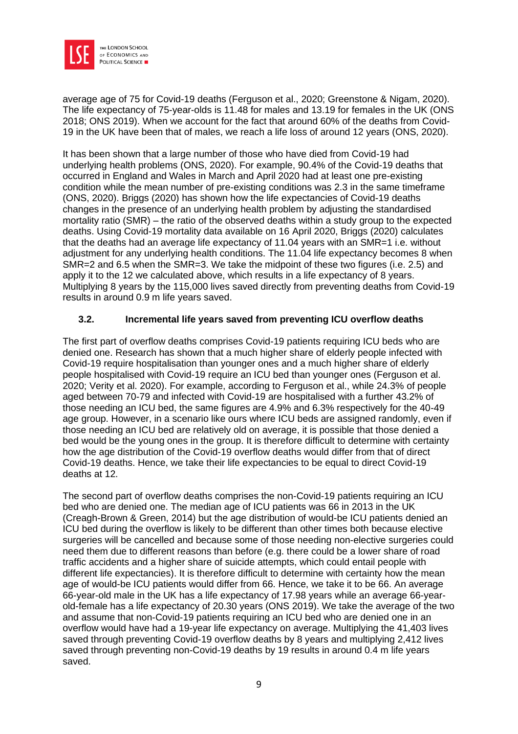average age of 75 for Covid-19 deaths (Ferguson et al., 2020; Greenstone & Nigam, 2020). The life expectancy of 75-year-olds is 11.48 for males and 13.19 for females in the UK (ONS 2018; ONS 2019). When we account for the fact that around 60% of the deaths from Covid-19 in the UK have been that of males, we reach a life loss of around 12 years (ONS, 2020).

It has been shown that a large number of those who have died from Covid-19 had underlying health problems (ONS, 2020). For example, 90.4% of the Covid-19 deaths that occurred in England and Wales in March and April 2020 had at least one pre-existing condition while the mean number of pre-existing conditions was 2.3 in the same timeframe (ONS, 2020). Briggs (2020) has shown how the life expectancies of Covid-19 deaths changes in the presence of an underlying health problem by adjusting the standardised mortality ratio (SMR) – the ratio of the observed deaths within a study group to the expected deaths. Using Covid-19 mortality data available on 16 April 2020, Briggs (2020) calculates that the deaths had an average life expectancy of 11.04 years with an SMR=1 i.e. without adjustment for any underlying health conditions. The 11.04 life expectancy becomes 8 when SMR=2 and 6.5 when the SMR=3. We take the midpoint of these two figures (i.e. 2.5) and apply it to the 12 we calculated above, which results in a life expectancy of 8 years. Multiplying 8 years by the 115,000 lives saved directly from preventing deaths from Covid-19 results in around 0.9 m life years saved.

### 3.2. Incremental life years saved from preventing ICU overflow deaths

The first part of overflow deaths comprises Covid-19 patients requiring ICU beds who are denied one. Research has shown that a much higher share of elderly people infected with Covid-19 require hospitalisation than younger ones and a much higher share of elderly people hospitalised with Covid-19 require an ICU bed than younger ones (Ferguson et al. 2020; Verity et al. 2020). For example, according to Ferguson et al., while 24.3% of people aged between 70-79 and infected with Covid-19 are hospitalised with a further 43.2% of those needing an ICU bed, the same figures are 4.9% and 6.3% respectively for the 40-49 age group. However, in a scenario like ours where ICU beds are assigned randomly, even if those needing an ICU bed are relatively old on average, it is possible that those denied a bed would be the young ones in the group. It is therefore difficult to determine with certainty how the age distribution of the Covid-19 overflow deaths would differ from that of direct Covid-19 deaths. Hence, we take their life expectancies to be equal to direct Covid-19 deaths at 12.

The second part of overflow deaths comprises the non-Covid-19 patients requiring an ICU bed who are denied one. The median age of ICU patients was 66 in 2013 in the UK (Creagh-Brown & Green, 2014) but the age distribution of would-be ICU patients denied an ICU bed during the overflow is likely to be different than other times both because elective surgeries will be cancelled and because some of those needing non-elective surgeries could need them due to different reasons than before (e.g. there could be a lower share of road traffic accidents and a higher share of suicide attempts, which could entail people with different life expectancies). It is therefore difficult to determine with certainty how the mean age of would-be ICU patients would differ from 66. Hence, we take it to be 66. An average 66-year-old male in the UK has a life expectancy of 17.98 years while an average 66-year-old-female has a life expectancy of 20.30 years (ONS 2019). We take the average of the two and assume that non-Covid-19 patients requiring an ICU bed who are denied one in an overflow would have had a 19-year life expectancy on average. Multiplying the 41,403 lives saved through preventing Covid-19 overflow deaths by 8 years and multiplying 2,412 lives saved through preventing non-Covid-19 deaths by 19 results in around 0.4 m life years saved.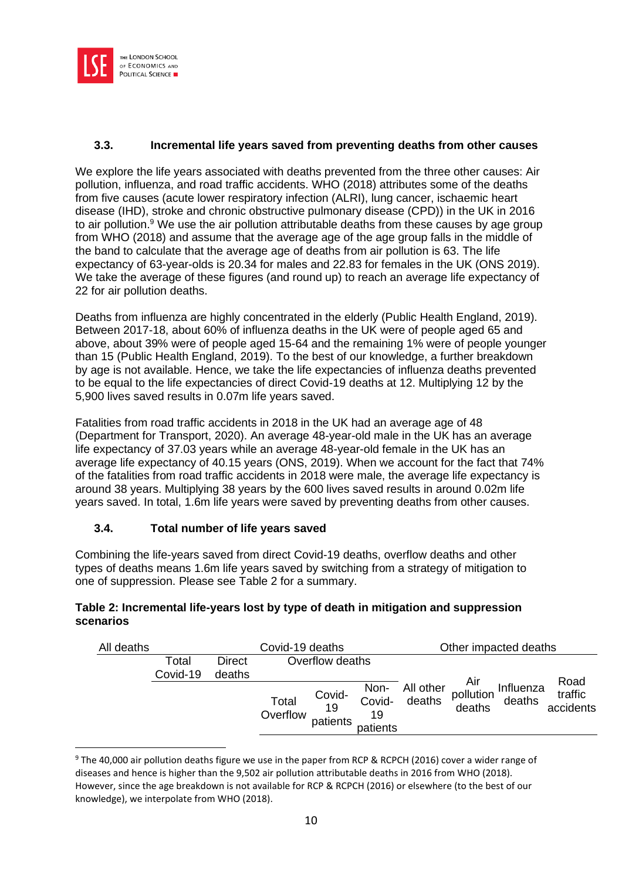### 3.3. Incremental life years saved from preventing deaths from other causes

We explore the life years associated with deaths prevented from the three other causes: Air pollution, influenza, and road traffic accidents. WHO (2018) attributes some of the deaths from five causes (acute lower respiratory infection (ALRI), lung cancer, ischaemic heart disease (IHD), stroke and chronic obstructive pulmonary disease (CPD)) in the UK in 2016 to air pollution.[9] We use the air pollution attributable deaths from these causes by age group from WHO (2018) and assume that the average age of the age group falls in the middle of the band to calculate that the average age of deaths from air pollution is 63. The life expectancy of 63-year-olds is 20.34 for males and 22.83 for females in the UK (ONS 2019). We take the average of these figures (and round up) to reach an average life expectancy of 22 for air pollution deaths.

Deaths from influenza are highly concentrated in the elderly (Public Health England, 2019). Between 2017-18, about 60% of influenza deaths in the UK were of people aged 65 and above, about 39% were of people aged 15-64 and the remaining 1% were of people younger than 15 (Public Health England, 2019). To the best of our knowledge, a further breakdown by age is not available. Hence, we take the life expectancies of influenza deaths prevented to be equal to the life expectancies of direct Covid-19 deaths at 12. Multiplying 12 by the 5,900 lives saved results in 0.07m life years saved.

Fatalities from road traffic accidents in 2018 in the UK had an average age of 48 (Department for Transport, 2020). An average 48-year-old male in the UK has an average life expectancy of 37.03 years while an average 48-year-old female in the UK has an average life expectancy of 40.15 years (ONS, 2019). When we account for the fact that 74% of the fatalities from road traffic accidents in 2018 were male, the average life expectancy is around 38 years. Multiplying 38 years by the 600 lives saved results in around 0.02m life years saved. In total, 1.6m life years were saved by preventing deaths from other causes.

### 3.4. Total number of life years saved

Combining the life-years saved from direct Covid-19 deaths, overflow deaths and other types of deaths means 1.6m life years saved by switching from a strategy of mitigation to one of suppression. Please see Table 2 for a summary.

**Table 2: Incremental life-years lost by type of death in mitigation and suppression scenarios**

| All deaths | Covid-19 deaths | | | | | Other impacted deaths | | | |
|---|---|---|---|---|---|---|---|---|---|
| | Total Covid-19 | Direct deaths | Overflow deaths | | | | | | |
| | | | Total Overflow | Covid-19 patients | Non-Covid-19 patients | All other deaths | Air pollution deaths | Influenza deaths | Road traffic accidents |

[9] The 40,000 air pollution deaths figure we use in the paper from RCP & RCPCH (2016) cover a wider range of diseases and hence is higher than the 9,502 air pollution attributable deaths in 2016 from WHO (2018). However, since the age breakdown is not available for RCP & RCPCH (2016) or elsewhere (to the best of our knowledge), we interpolate from WHO (2018).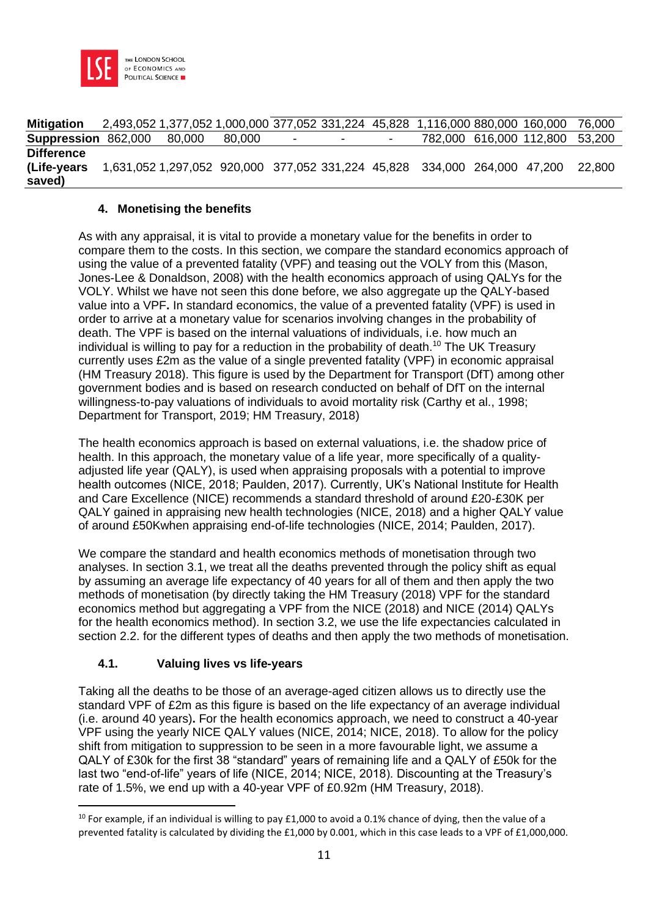| | | | | | | | | | | |
|---|---|---|---|---|---|---|---|---|---|---|
| **Mitigation** | 2,493,052 | 1,377,052 | 1,000,000 | 377,052 | 331,224 | 45,828 | 1,116,000 | 880,000 | 160,000 | 76,000 |
| **Suppression** | 862,000 | 80,000 | 80,000 | - | - | - | 782,000 | 616,000 | 112,800 | 53,200 |
| **Difference (Life-years saved)** | 1,631,052 | 1,297,052 | 920,000 | 377,052 | 331,224 | 45,828 | 334,000 | 264,000 | 47,200 | 22,800 |

### 4. Monetising the benefits

As with any appraisal, it is vital to provide a monetary value for the benefits in order to compare them to the costs. In this section, we compare the standard economics approach of using the value of a prevented fatality (VPF) and teasing out the VOLY from this (Mason, Jones-Lee & Donaldson, 2008) with the health economics approach of using QALYs for the VOLY. Whilst we have not seen this done before, we also aggregate up the QALY-based value into a VPF**.** In standard economics, the value of a prevented fatality (VPF) is used in order to arrive at a monetary value for scenarios involving changes in the probability of death. The VPF is based on the internal valuations of individuals, i.e. how much an individual is willing to pay for a reduction in the probability of death.[10] The UK Treasury currently uses £2m as the value of a single prevented fatality (VPF) in economic appraisal (HM Treasury 2018). This figure is used by the Department for Transport (DfT) among other government bodies and is based on research conducted on behalf of DfT on the internal willingness-to-pay valuations of individuals to avoid mortality risk (Carthy et al., 1998; Department for Transport, 2019; HM Treasury, 2018)

The health economics approach is based on external valuations, i.e. the shadow price of health. In this approach, the monetary value of a life year, more specifically of a quality-adjusted life year (QALY), is used when appraising proposals with a potential to improve health outcomes (NICE, 2018; Paulden, 2017). Currently, UK's National Institute for Health and Care Excellence (NICE) recommends a standard threshold of around £20-£30K per QALY gained in appraising new health technologies (NICE, 2018) and a higher QALY value of around £50Kwhen appraising end-of-life technologies (NICE, 2014; Paulden, 2017).

We compare the standard and health economics methods of monetisation through two analyses. In section 3.1, we treat all the deaths prevented through the policy shift as equal by assuming an average life expectancy of 40 years for all of them and then apply the two methods of monetisation (by directly taking the HM Treasury (2018) VPF for the standard economics method but aggregating a VPF from the NICE (2018) and NICE (2014) QALYs for the health economics method). In section 3.2, we use the life expectancies calculated in section 2.2. for the different types of deaths and then apply the two methods of monetisation.

#### 4.1. Valuing lives vs life-years

Taking all the deaths to be those of an average-aged citizen allows us to directly use the standard VPF of £2m as this figure is based on the life expectancy of an average individual (i.e. around 40 years)**.** For the health economics approach, we need to construct a 40-year VPF using the yearly NICE QALY values (NICE, 2014; NICE, 2018). To allow for the policy shift from mitigation to suppression to be seen in a more favourable light, we assume a QALY of £30k for the first 38 "standard" years of remaining life and a QALY of £50k for the last two "end-of-life" years of life (NICE, 2014; NICE, 2018). Discounting at the Treasury's rate of 1.5%, we end up with a 40-year VPF of £0.92m (HM Treasury, 2018).

[10] For example, if an individual is willing to pay £1,000 to avoid a 0.1% chance of dying, then the value of a prevented fatality is calculated by dividing the £1,000 by 0.001, which in this case leads to a VPF of £1,000,000.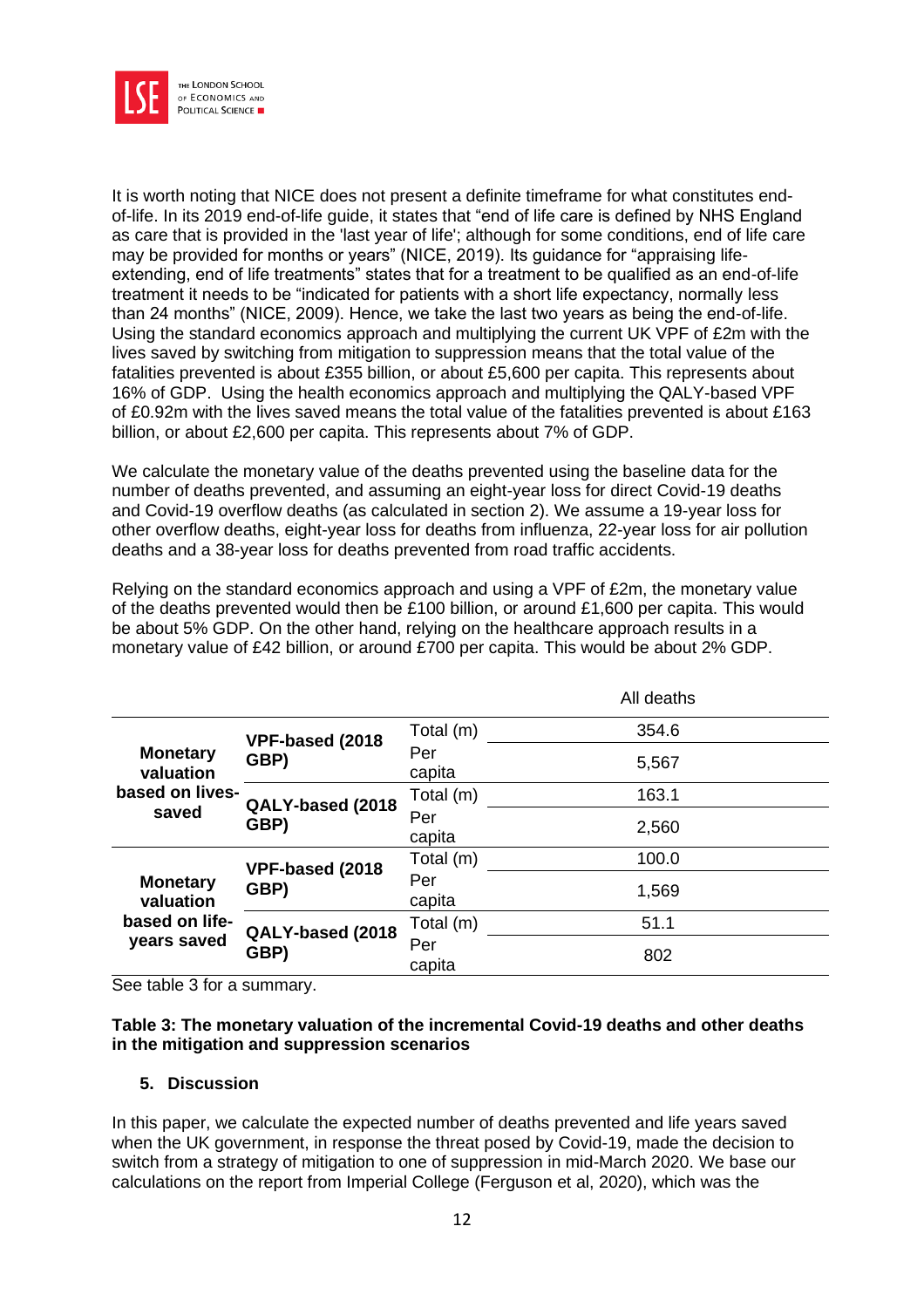It is worth noting that NICE does not present a definite timeframe for what constitutes end-of-life. In its 2019 end-of-life guide, it states that “end of life care is defined by NHS England as care that is provided in the 'last year of life'; although for some conditions, end of life care may be provided for months or years” (NICE, 2019). Its guidance for “appraising life-extending, end of life treatments” states that for a treatment to be qualified as an end-of-life treatment it needs to be “indicated for patients with a short life expectancy, normally less than 24 months” (NICE, 2009). Hence, we take the last two years as being the end-of-life. Using the standard economics approach and multiplying the current UK VPF of £2m with the lives saved by switching from mitigation to suppression means that the total value of the fatalities prevented is about £355 billion, or about £5,600 per capita. This represents about 16% of GDP. Using the health economics approach and multiplying the QALY-based VPF of £0.92m with the lives saved means the total value of the fatalities prevented is about £163 billion, or about £2,600 per capita. This represents about 7% of GDP.

We calculate the monetary value of the deaths prevented using the baseline data for the number of deaths prevented, and assuming an eight-year loss for direct Covid-19 deaths and Covid-19 overflow deaths (as calculated in section 2). We assume a 19-year loss for other overflow deaths, eight-year loss for deaths from influenza, 22-year loss for air pollution deaths and a 38-year loss for deaths prevented from road traffic accidents.

Relying on the standard economics approach and using a VPF of £2m, the monetary value of the deaths prevented would then be £100 billion, or around £1,600 per capita. This would be about 5% GDP. On the other hand, relying on the healthcare approach results in a monetary value of £42 billion, or around £700 per capita. This would be about 2% GDP.

| | | | All deaths |
|---|---|---|---|
| **Monetary valuation based on lives-saved** | **VPF-based (2018 GBP)** | Total (m) | 354.6 |
| | | Per capita | 5,567 |
| | **QALY-based (2018 GBP)** | Total (m) | 163.1 |
| | | Per capita | 2,560 |
| **Monetary valuation based on life-years saved** | **VPF-based (2018 GBP)** | Total (m) | 100.0 |
| | | Per capita | 1,569 |
| | **QALY-based (2018 GBP)** | Total (m) | 51.1 |
| | | Per capita | 802 |

See table 3 for a summary.

**Table 3: The monetary valuation of the incremental Covid-19 deaths and other deaths in the mitigation and suppression scenarios**

## 5. Discussion

In this paper, we calculate the expected number of deaths prevented and life years saved when the UK government, in response the threat posed by Covid-19, made the decision to switch from a strategy of mitigation to one of suppression in mid-March 2020. We base our calculations on the report from Imperial College (Ferguson et al, 2020), which was the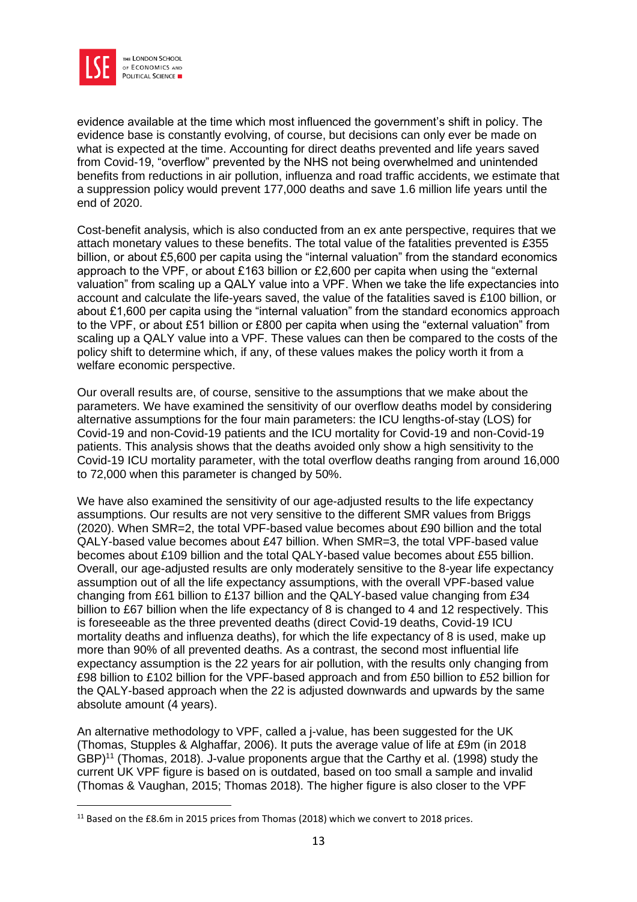evidence available at the time which most influenced the government's shift in policy. The evidence base is constantly evolving, of course, but decisions can only ever be made on what is expected at the time. Accounting for direct deaths prevented and life years saved from Covid-19, "overflow" prevented by the NHS not being overwhelmed and unintended benefits from reductions in air pollution, influenza and road traffic accidents, we estimate that a suppression policy would prevent 177,000 deaths and save 1.6 million life years until the end of 2020.

Cost-benefit analysis, which is also conducted from an ex ante perspective, requires that we attach monetary values to these benefits. The total value of the fatalities prevented is £355 billion, or about £5,600 per capita using the "internal valuation" from the standard economics approach to the VPF, or about £163 billion or £2,600 per capita when using the "external valuation" from scaling up a QALY value into a VPF. When we take the life expectancies into account and calculate the life-years saved, the value of the fatalities saved is £100 billion, or about £1,600 per capita using the "internal valuation" from the standard economics approach to the VPF, or about £51 billion or £800 per capita when using the "internal valuation" from scaling up a QALY value into a VPF. These values can then be compared to the costs of the policy shift to determine which, if any, of these values makes the policy worth it from a welfare economic perspective.

Our overall results are, of course, sensitive to the assumptions that we make about the parameters. We have examined the sensitivity of our overflow deaths model by considering alternative assumptions for the four main parameters: the ICU lengths-of-stay (LOS) for Covid-19 and non-Covid-19 patients and the ICU mortality for Covid-19 and non-Covid-19 patients. This analysis shows that the deaths avoided only show a high sensitivity to the Covid-19 ICU mortality parameter, with the total overflow deaths ranging from around 16,000 to 72,000 when this parameter is changed by 50%.

We have also examined the sensitivity of our age-adjusted results to the life expectancy assumptions. Our results are not very sensitive to the different SMR values from Briggs (2020). When SMR=2, the total VPF-based value becomes about £90 billion and the total QALY-based value becomes about £47 billion. When SMR=3, the total VPF-based value becomes about £109 billion and the total QALY-based value becomes about £55 billion. Overall, our age-adjusted results are only moderately sensitive to the 8-year life expectancy assumption out of all the life expectancy assumptions, with the overall VPF-based value changing from £61 billion to £137 billion and the QALY-based value changing from £34 billion to £67 billion when the life expectancy of 8 is changed to 4 and 12 respectively. This is foreseeable as the three prevented deaths (direct Covid-19 deaths, Covid-19 ICU mortality deaths and influenza deaths), for which the life expectancy of 8 is used, make up more than 90% of all prevented deaths. As a contrast, the second most influential life expectancy assumption is the 22 years for air pollution, with the results only changing from £98 billion to £102 billion for the VPF-based approach and from £50 billion to £52 billion for the QALY-based approach when the 22 is adjusted downwards and upwards by the same absolute amount (4 years).

An alternative methodology to VPF, called a j-value, has been suggested for the UK (Thomas, Stupples & Alghaffar, 2006). It puts the average value of life at £9m (in 2018 GBP)[11] (Thomas, 2018). J-value proponents argue that the Carthy et al. (1998) study the current UK VPF figure is based on is outdated, based on too small a sample and invalid (Thomas & Vaughan, 2015; Thomas 2018). The higher figure is also closer to the VPF

[11] Based on the £8.6m in 2015 prices from Thomas (2018) which we convert to 2018 prices.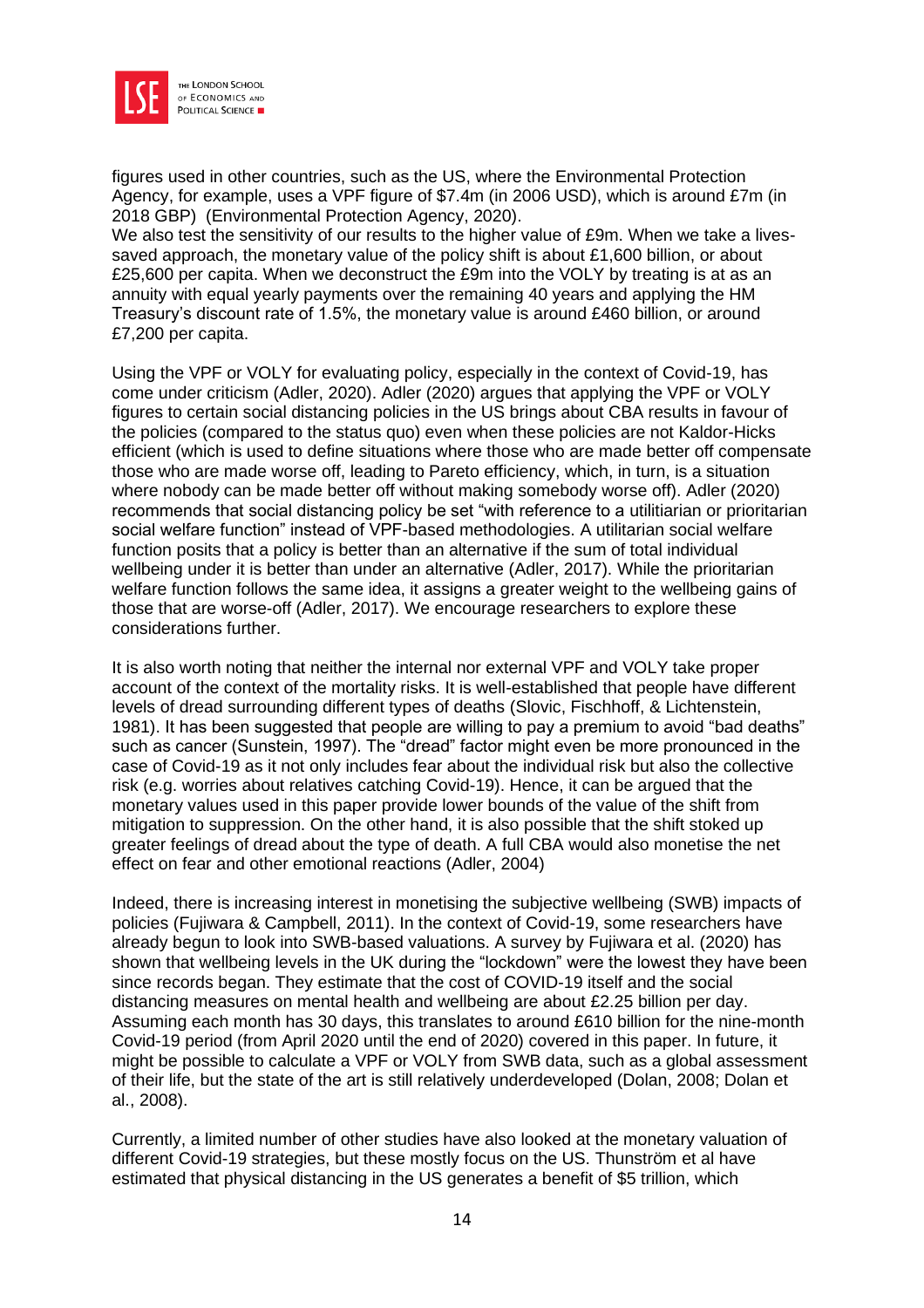figures used in other countries, such as the US, where the Environmental Protection Agency, for example, uses a VPF figure of $7.4m (in 2006 USD), which is around £7m (in 2018 GBP) (Environmental Protection Agency, 2020).
We also test the sensitivity of our results to the higher value of £9m. When we take a lives-saved approach, the monetary value of the policy shift is about £1,600 billion, or about £25,600 per capita. When we deconstruct the £9m into the VOLY by treating is at as an annuity with equal yearly payments over the remaining 40 years and applying the HM Treasury's discount rate of 1.5%, the monetary value is around £460 billion, or around £7,200 per capita.

Using the VPF or VOLY for evaluating policy, especially in the context of Covid-19, has come under criticism (Adler, 2020). Adler (2020) argues that applying the VPF or VOLY figures to certain social distancing policies in the US brings about CBA results in favour of the policies (compared to the status quo) even when these policies are not Kaldor-Hicks efficient (which is used to define situations where those who are made better off compensate those who are made worse off, leading to Pareto efficiency, which, in turn, is a situation where nobody can be made better off without making somebody worse off). Adler (2020) recommends that social distancing policy be set "with reference to a utilitarian or prioritarian social welfare function" instead of VPF-based methodologies. A utilitarian social welfare function posits that a policy is better than an alternative if the sum of total individual wellbeing under it is better than under an alternative (Adler, 2017). While the prioritarian welfare function follows the same idea, it assigns a greater weight to the wellbeing gains of those that are worse-off (Adler, 2017). We encourage researchers to explore these considerations further.

It is also worth noting that neither the internal nor external VPF and VOLY take proper account of the context of the mortality risks. It is well-established that people have different levels of dread surrounding different types of deaths (Slovic, Fischhoff, & Lichtenstein, 1981). It has been suggested that people are willing to pay a premium to avoid "bad deaths" such as cancer (Sunstein, 1997). The "dread" factor might even be more pronounced in the case of Covid-19 as it not only includes fear about the individual risk but also the collective risk (e.g. worries about relatives catching Covid-19). Hence, it can be argued that the monetary values used in this paper provide lower bounds of the value of the shift from mitigation to suppression. On the other hand, it is also possible that the shift stoked up greater feelings of dread about the type of death. A full CBA would also monetise the net effect on fear and other emotional reactions (Adler, 2004)

Indeed, there is increasing interest in monetising the subjective wellbeing (SWB) impacts of policies (Fujiwara & Campbell, 2011). In the context of Covid-19, some researchers have already begun to look into SWB-based valuations. A survey by Fujiwara et al. (2020) has shown that wellbeing levels in the UK during the "lockdown" were the lowest they have been since records began. They estimate that the cost of COVID-19 itself and the social distancing measures on mental health and wellbeing are about £2.25 billion per day. Assuming each month has 30 days, this translates to around £610 billion for the nine-month Covid-19 period (from April 2020 until the end of 2020) covered in this paper. In future, it might be possible to calculate a VPF or VOLY from SWB data, such as a global assessment of their life, but the state of the art is still relatively underdeveloped (Dolan, 2008; Dolan et al., 2008).

Currently, a limited number of other studies have also looked at the monetary valuation of different Covid-19 strategies, but these mostly focus on the US. Thunström et al have estimated that physical distancing in the US generates a benefit of $5 trillion, which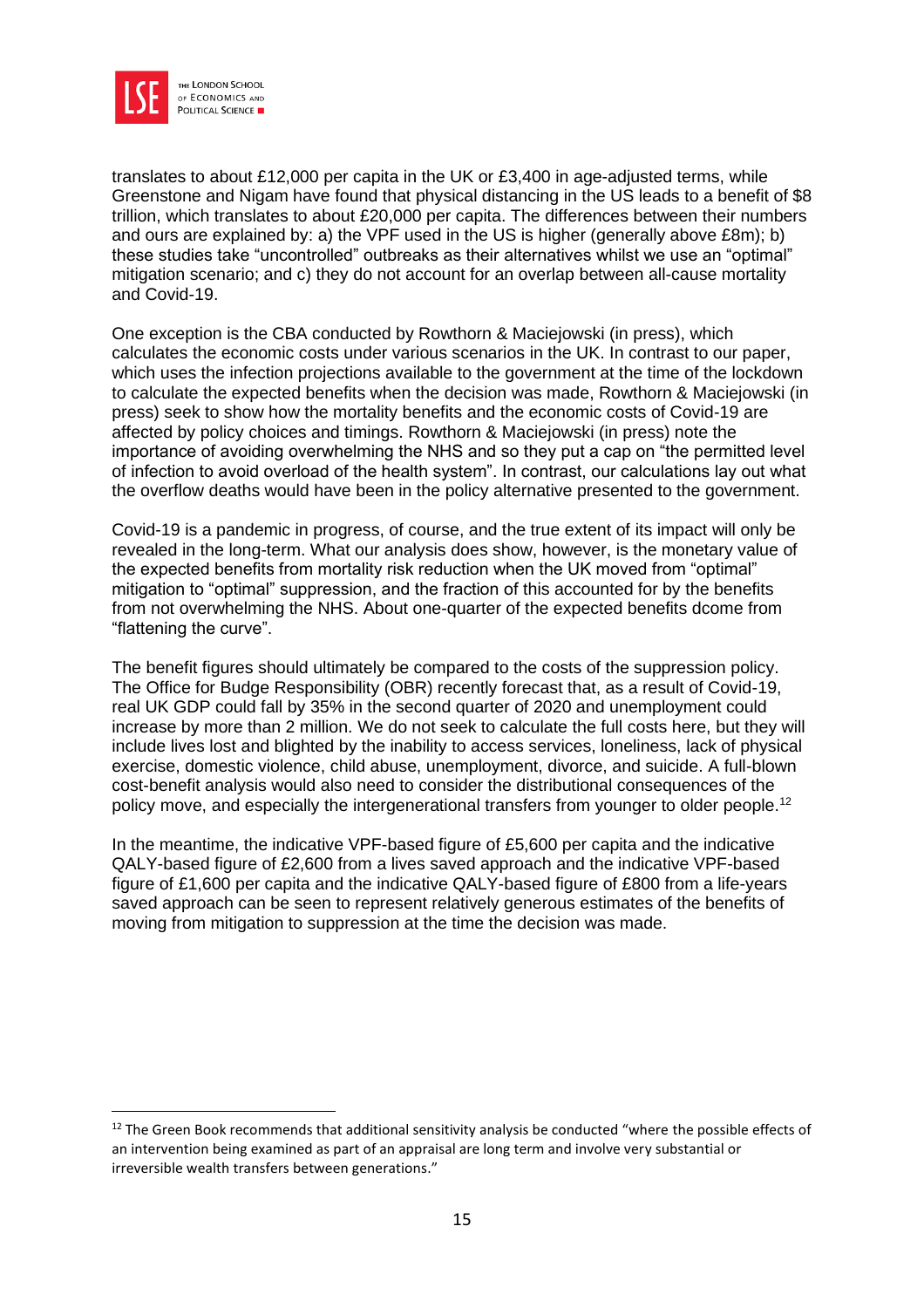translates to about £12,000 per capita in the UK or £3,400 in age-adjusted terms, while Greenstone and Nigam have found that physical distancing in the US leads to a benefit of $8 trillion, which translates to about £20,000 per capita. The differences between their numbers and ours are explained by: a) the VPF used in the US is higher (generally above £8m); b) these studies take "uncontrolled" outbreaks as their alternatives whilst we use an "optimal" mitigation scenario; and c) they do not account for an overlap between all-cause mortality and Covid-19.

One exception is the CBA conducted by Rowthorn & Maciejowski (in press), which calculates the economic costs under various scenarios in the UK. In contrast to our paper, which uses the infection projections available to the government at the time of the lockdown to calculate the expected benefits when the decision was made, Rowthorn & Maciejowski (in press) seek to show how the mortality benefits and the economic costs of Covid-19 are affected by policy choices and timings. Rowthorn & Maciejowski (in press) note the importance of avoiding overwhelming the NHS and so they put a cap on "the permitted level of infection to avoid overload of the health system". In contrast, our calculations lay out what the overflow deaths would have been in the policy alternative presented to the government.

Covid-19 is a pandemic in progress, of course, and the true extent of its impact will only be revealed in the long-term. What our analysis does show, however, is the monetary value of the expected benefits from mortality risk reduction when the UK moved from "optimal" mitigation to "optimal" suppression, and the fraction of this accounted for by the benefits from not overwhelming the NHS. About one-quarter of the expected benefits dcome from "flattening the curve".

The benefit figures should ultimately be compared to the costs of the suppression policy. The Office for Budge Responsibility (OBR) recently forecast that, as a result of Covid-19, real UK GDP could fall by 35% in the second quarter of 2020 and unemployment could increase by more than 2 million. We do not seek to calculate the full costs here, but they will include lives lost and blighted by the inability to access services, loneliness, lack of physical exercise, domestic violence, child abuse, unemployment, divorce, and suicide. A full-blown cost-benefit analysis would also need to consider the distributional consequences of the policy move, and especially the intergenerational transfers from younger to older people.[12]

In the meantime, the indicative VPF-based figure of £5,600 per capita and the indicative QALY-based figure of £2,600 from a lives saved approach and the indicative VPF-based figure of £1,600 per capita and the indicative QALY-based figure of £800 from a life-years saved approach can be seen to represent relatively generous estimates of the benefits of moving from mitigation to suppression at the time the decision was made.

[12] The Green Book recommends that additional sensitivity analysis be conducted "where the possible effects of an intervention being examined as part of an appraisal are long term and involve very substantial or irreversible wealth transfers between generations."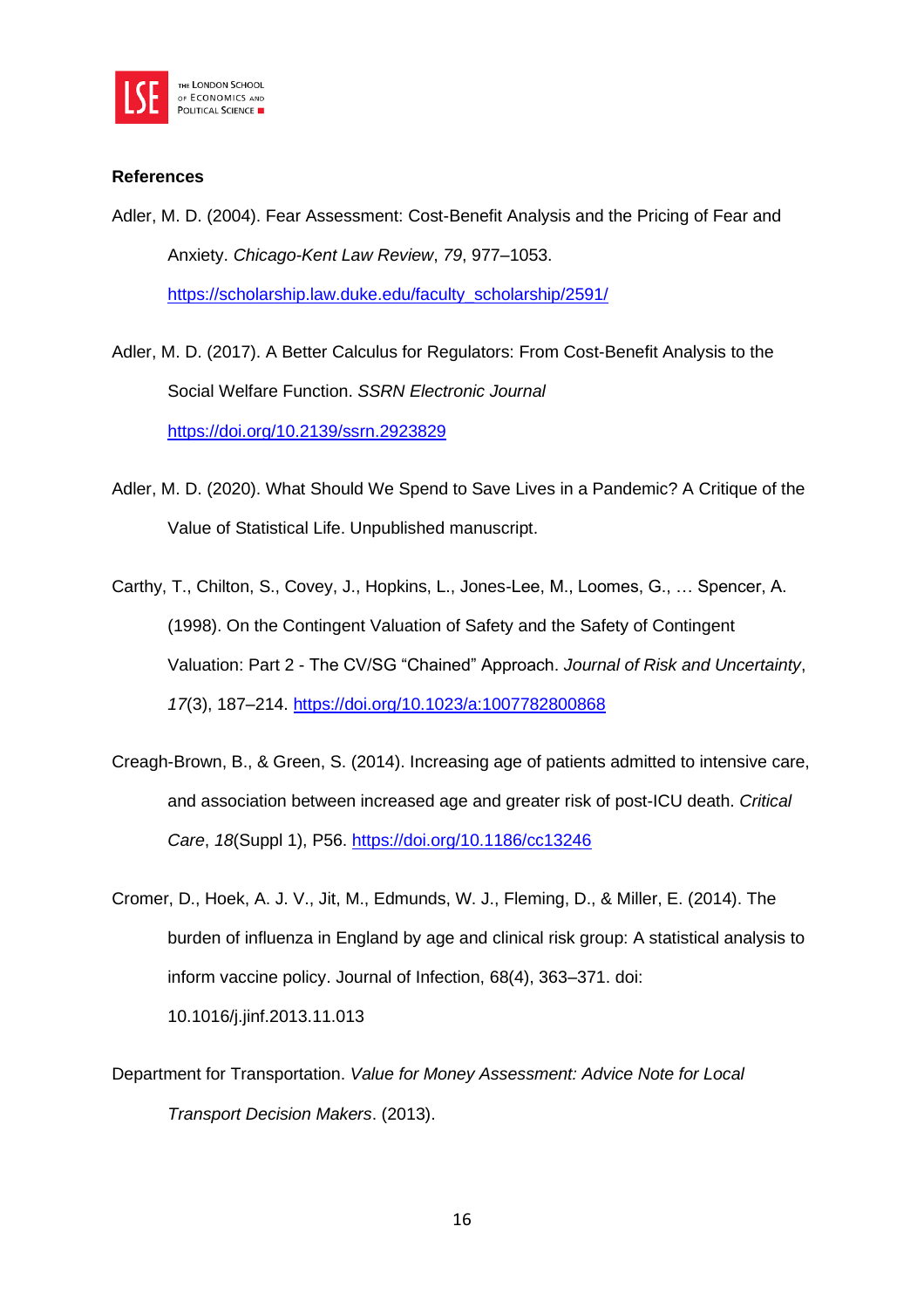**References**

Adler, M. D. (2004). Fear Assessment: Cost-Benefit Analysis and the Pricing of Fear and Anxiety. *Chicago-Kent Law Review*, *79*, 977–1053. https://scholarship.law.duke.edu/faculty_scholarship/2591/

Adler, M. D. (2017). A Better Calculus for Regulators: From Cost-Benefit Analysis to the Social Welfare Function. *SSRN Electronic Journal* https://doi.org/10.2139/ssrn.2923829

Adler, M. D. (2020). What Should We Spend to Save Lives in a Pandemic? A Critique of the Value of Statistical Life. Unpublished manuscript.

Carthy, T., Chilton, S., Covey, J., Hopkins, L., Jones-Lee, M., Loomes, G., … Spencer, A. (1998). On the Contingent Valuation of Safety and the Safety of Contingent Valuation: Part 2 - The CV/SG "Chained" Approach. *Journal of Risk and Uncertainty*, *17*(3), 187–214. https://doi.org/10.1023/a:1007782800868

Creagh-Brown, B., & Green, S. (2014). Increasing age of patients admitted to intensive care, and association between increased age and greater risk of post-ICU death. *Critical Care*, *18*(Suppl 1), P56. https://doi.org/10.1186/cc13246

Cromer, D., Hoek, A. J. V., Jit, M., Edmunds, W. J., Fleming, D., & Miller, E. (2014). The burden of influenza in England by age and clinical risk group: A statistical analysis to inform vaccine policy. Journal of Infection, 68(4), 363–371. doi: 10.1016/j.jinf.2013.11.013

Department for Transportation. *Value for Money Assessment: Advice Note for Local Transport Decision Makers*. (2013).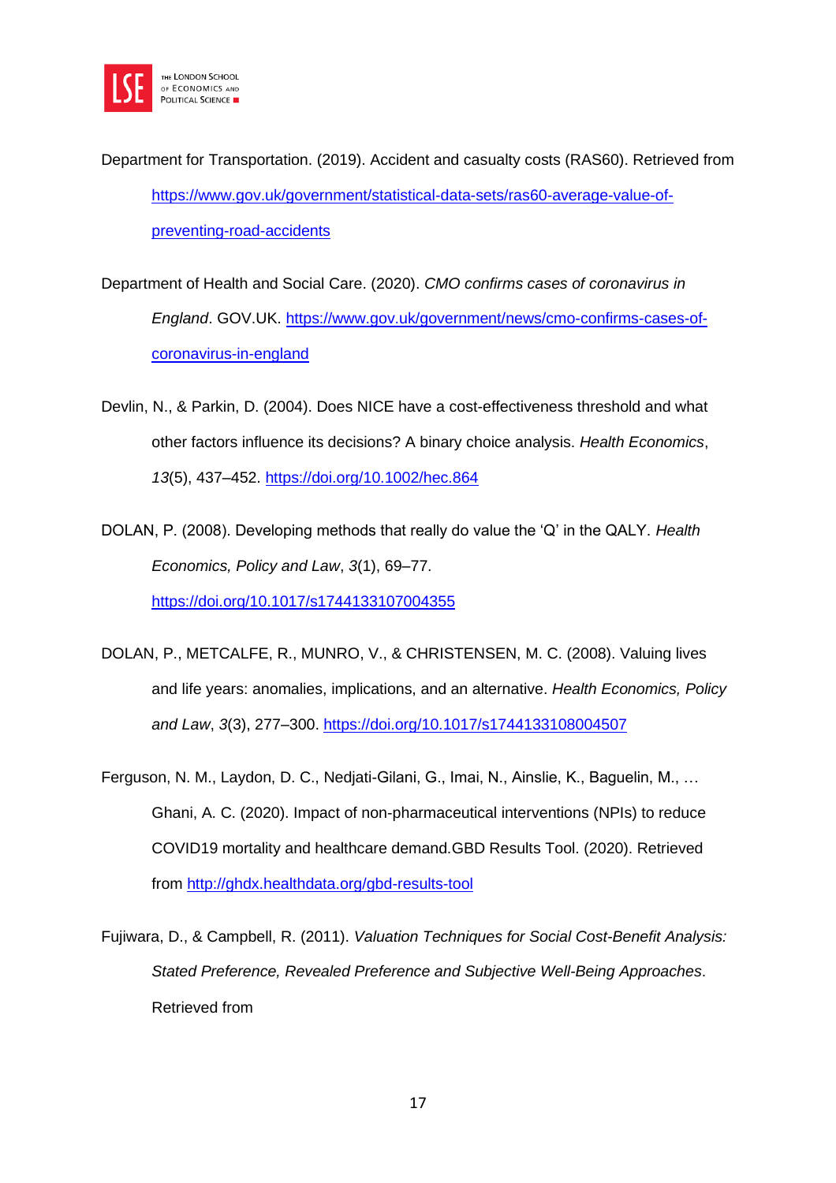Department for Transportation. (2019). Accident and casualty costs (RAS60). Retrieved from https://www.gov.uk/government/statistical-data-sets/ras60-average-value-of-preventing-road-accidents

Department of Health and Social Care. (2020). *CMO confirms cases of coronavirus in England*. GOV.UK. https://www.gov.uk/government/news/cmo-confirms-cases-of-coronavirus-in-england

Devlin, N., & Parkin, D. (2004). Does NICE have a cost-effectiveness threshold and what other factors influence its decisions? A binary choice analysis. *Health Economics*, *13*(5), 437–452. https://doi.org/10.1002/hec.864

DOLAN, P. (2008). Developing methods that really do value the 'Q' in the QALY. *Health Economics, Policy and Law*, *3*(1), 69–77. https://doi.org/10.1017/s1744133107004355

DOLAN, P., METCALFE, R., MUNRO, V., & CHRISTENSEN, M. C. (2008). Valuing lives and life years: anomalies, implications, and an alternative. *Health Economics, Policy and Law*, *3*(3), 277–300. https://doi.org/10.1017/s1744133108004507

Ferguson, N. M., Laydon, D. C., Nedjati-Gilani, G., Imai, N., Ainslie, K., Baguelin, M., … Ghani, A. C. (2020). Impact of non-pharmaceutical interventions (NPIs) to reduce COVID19 mortality and healthcare demand.GBD Results Tool. (2020). Retrieved from http://ghdx.healthdata.org/gbd-results-tool

Fujiwara, D., & Campbell, R. (2011). *Valuation Techniques for Social Cost-Benefit Analysis: Stated Preference, Revealed Preference and Subjective Well-Being Approaches*. Retrieved from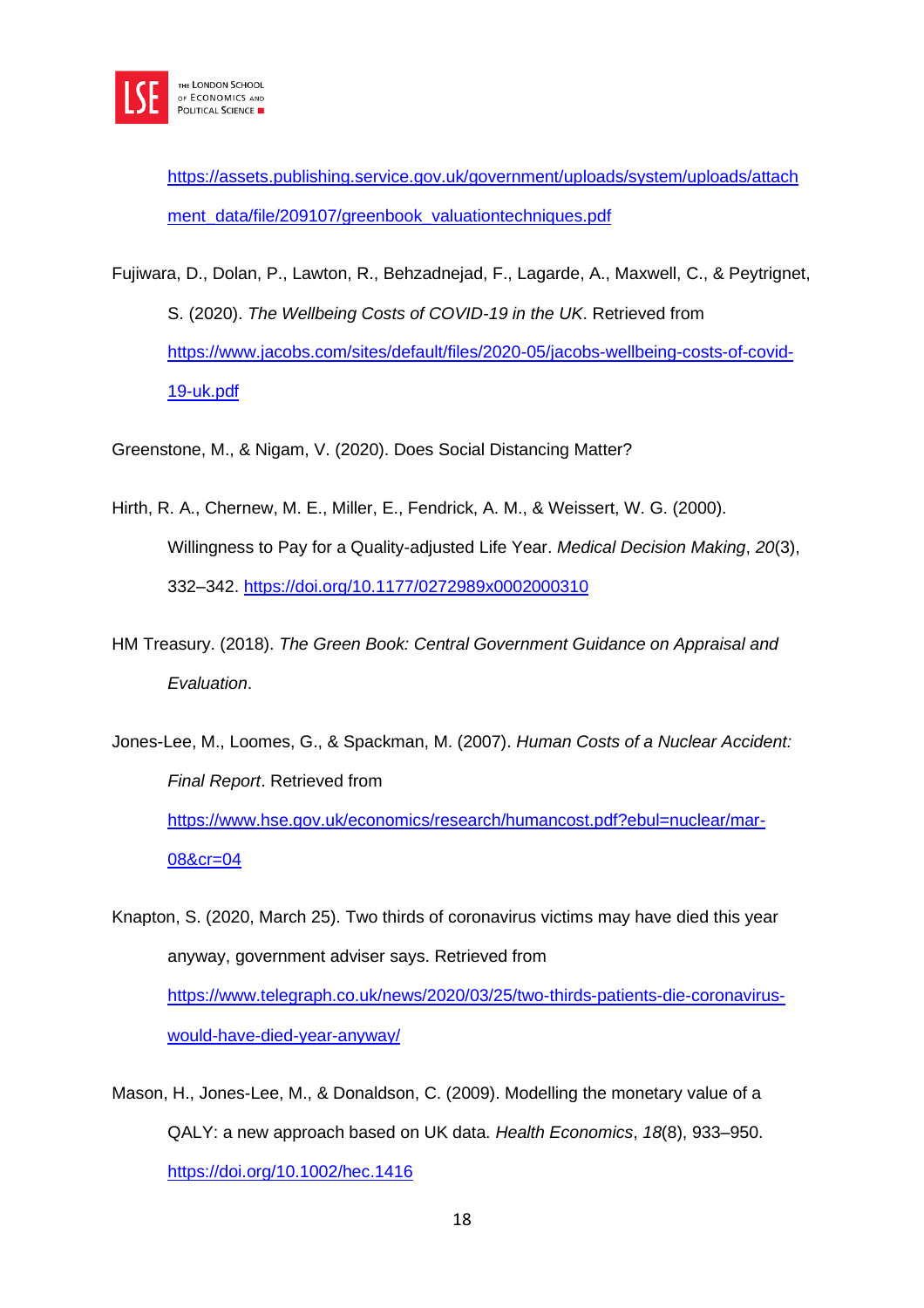https://assets.publishing.service.gov.uk/government/uploads/system/uploads/attachment_data/file/209107/greenbook_valuationtechniques.pdf

Fujiwara, D., Dolan, P., Lawton, R., Behzadnejad, F., Lagarde, A., Maxwell, C., & Peytrignet, S. (2020). *The Wellbeing Costs of COVID-19 in the UK*. Retrieved from https://www.jacobs.com/sites/default/files/2020-05/jacobs-wellbeing-costs-of-covid-19-uk.pdf

Greenstone, M., & Nigam, V. (2020). Does Social Distancing Matter?

Hirth, R. A., Chernew, M. E., Miller, E., Fendrick, A. M., & Weissert, W. G. (2000). Willingness to Pay for a Quality-adjusted Life Year. *Medical Decision Making*, *20*(3), 332–342. https://doi.org/10.1177/0272989x0002000310

HM Treasury. (2018). *The Green Book: Central Government Guidance on Appraisal and Evaluation*.

Jones-Lee, M., Loomes, G., & Spackman, M. (2007). *Human Costs of a Nuclear Accident: Final Report*. Retrieved from https://www.hse.gov.uk/economics/research/humancost.pdf?ebul=nuclear/mar-08&cr=04

Knapton, S. (2020, March 25). Two thirds of coronavirus victims may have died this year anyway, government adviser says. Retrieved from https://www.telegraph.co.uk/news/2020/03/25/two-thirds-patients-die-coronavirus-would-have-died-year-anyway/

Mason, H., Jones-Lee, M., & Donaldson, C. (2009). Modelling the monetary value of a QALY: a new approach based on UK data. *Health Economics*, *18*(8), 933–950. https://doi.org/10.1002/hec.1416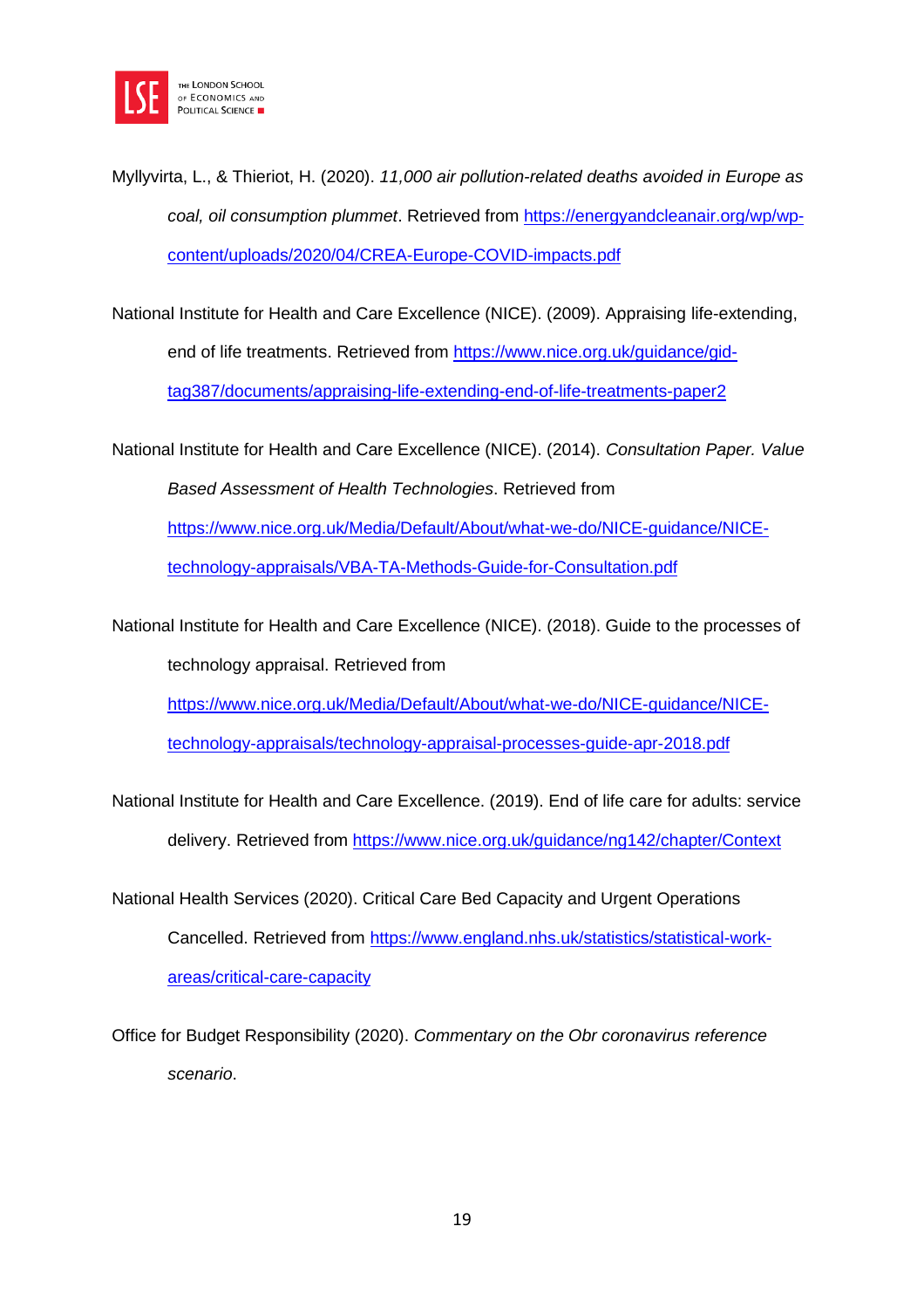Myllyvirta, L., & Thieriot, H. (2020). *11,000 air pollution-related deaths avoided in Europe as coal, oil consumption plummet*. Retrieved from https://energyandcleanair.org/wp/wp-content/uploads/2020/04/CREA-Europe-COVID-impacts.pdf

National Institute for Health and Care Excellence (NICE). (2009). Appraising life-extending, end of life treatments. Retrieved from https://www.nice.org.uk/guidance/gid-tag387/documents/appraising-life-extending-end-of-life-treatments-paper2

National Institute for Health and Care Excellence (NICE). (2014). *Consultation Paper. Value Based Assessment of Health Technologies*. Retrieved from https://www.nice.org.uk/Media/Default/About/what-we-do/NICE-guidance/NICE-technology-appraisals/VBA-TA-Methods-Guide-for-Consultation.pdf

National Institute for Health and Care Excellence (NICE). (2018). Guide to the processes of technology appraisal. Retrieved from https://www.nice.org.uk/Media/Default/About/what-we-do/NICE-guidance/NICE-technology-appraisals/technology-appraisal-processes-guide-apr-2018.pdf

National Institute for Health and Care Excellence. (2019). End of life care for adults: service delivery. Retrieved from https://www.nice.org.uk/guidance/ng142/chapter/Context

National Health Services (2020). Critical Care Bed Capacity and Urgent Operations Cancelled. Retrieved from https://www.england.nhs.uk/statistics/statistical-work-areas/critical-care-capacity

Office for Budget Responsibility (2020). *Commentary on the Obr coronavirus reference scenario*.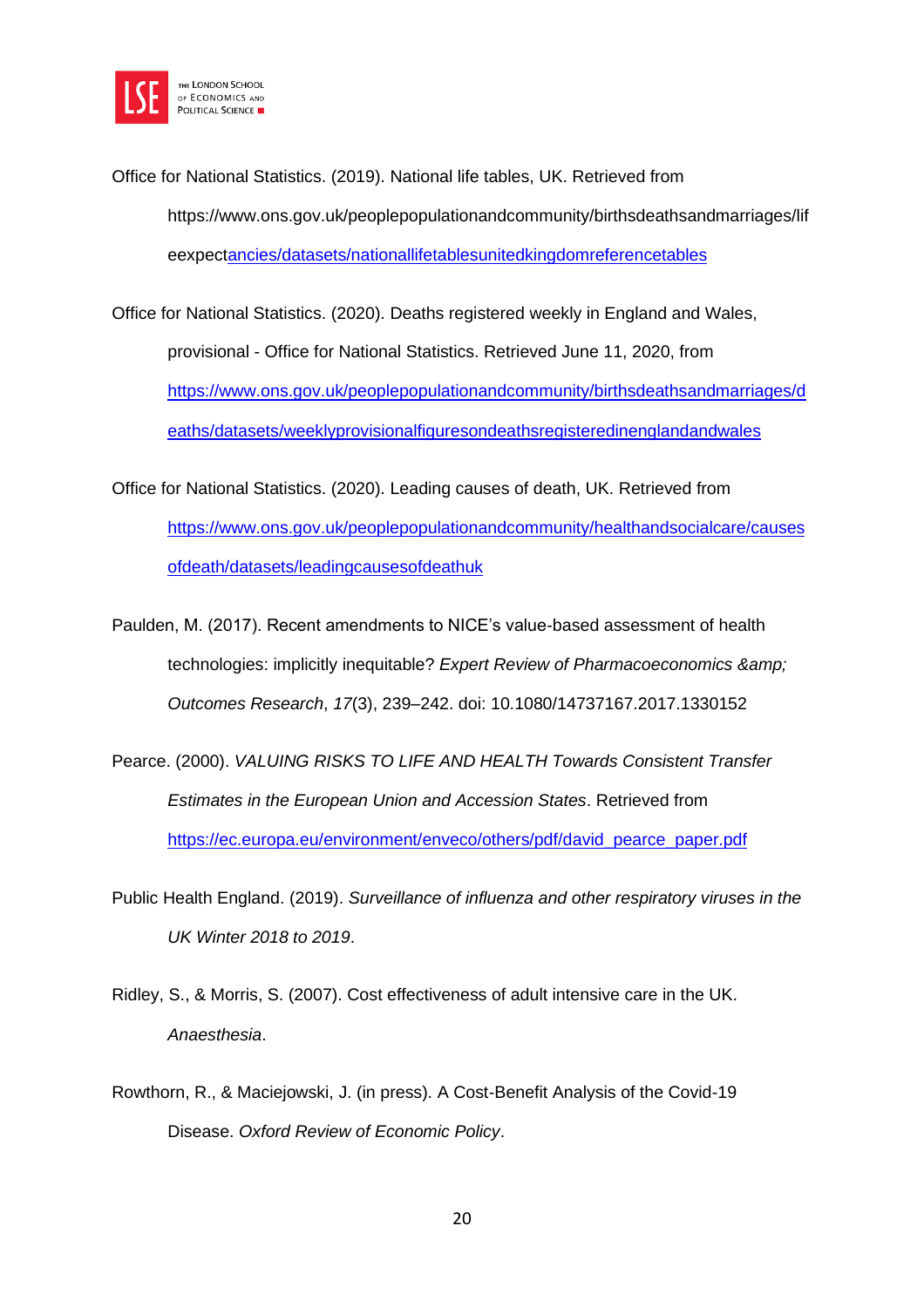Office for National Statistics. (2019). National life tables, UK. Retrieved from https://www.ons.gov.uk/peoplepopulationandcommunity/birthsdeathsandmarriages/lifeexpectancies/datasets/nationallifetablesunitedkingdomreferencetables

Office for National Statistics. (2020). Deaths registered weekly in England and Wales, provisional - Office for National Statistics. Retrieved June 11, 2020, from https://www.ons.gov.uk/peoplepopulationandcommunity/birthsdeathsandmarriages/deaths/datasets/weeklyprovisionalfiguresondeathsregisteredinenglandandwales

Office for National Statistics. (2020). Leading causes of death, UK. Retrieved from https://www.ons.gov.uk/peoplepopulationandcommunity/healthandsocialcare/causesofdeath/datasets/leadingcausesofdeathuk

Paulden, M. (2017). Recent amendments to NICE's value-based assessment of health technologies: implicitly inequitable? *Expert Review of Pharmacoeconomics &amp; Outcomes Research*, *17*(3), 239–242. doi: 10.1080/14737167.2017.1330152

Pearce. (2000). *VALUING RISKS TO LIFE AND HEALTH Towards Consistent Transfer Estimates in the European Union and Accession States*. Retrieved from https://ec.europa.eu/environment/enveco/others/pdf/david_pearce_paper.pdf

Public Health England. (2019). *Surveillance of influenza and other respiratory viruses in the UK Winter 2018 to 2019*.

Ridley, S., & Morris, S. (2007). Cost effectiveness of adult intensive care in the UK. *Anaesthesia*.

Rowthorn, R., & Maciejowski, J. (in press). A Cost-Benefit Analysis of the Covid-19 Disease. *Oxford Review of Economic Policy*.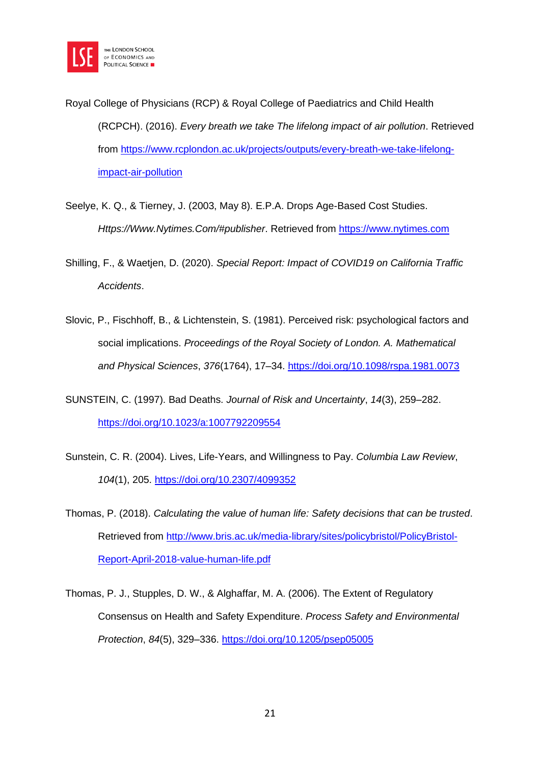Royal College of Physicians (RCP) & Royal College of Paediatrics and Child Health (RCPCH). (2016). *Every breath we take The lifelong impact of air pollution*. Retrieved from https://www.rcplondon.ac.uk/projects/outputs/every-breath-we-take-lifelong-impact-air-pollution

Seelye, K. Q., & Tierney, J. (2003, May 8). E.P.A. Drops Age-Based Cost Studies. *Https://Www.Nytimes.Com/#publisher*. Retrieved from https://www.nytimes.com

Shilling, F., & Waetjen, D. (2020). *Special Report: Impact of COVID19 on California Traffic Accidents*.

Slovic, P., Fischhoff, B., & Lichtenstein, S. (1981). Perceived risk: psychological factors and social implications. *Proceedings of the Royal Society of London. A. Mathematical and Physical Sciences*, *376*(1764), 17–34. https://doi.org/10.1098/rspa.1981.0073

SUNSTEIN, C. (1997). Bad Deaths. *Journal of Risk and Uncertainty*, *14*(3), 259–282. https://doi.org/10.1023/a:1007792209554

Sunstein, C. R. (2004). Lives, Life-Years, and Willingness to Pay. *Columbia Law Review*, *104*(1), 205. https://doi.org/10.2307/4099352

Thomas, P. (2018). *Calculating the value of human life: Safety decisions that can be trusted*. Retrieved from http://www.bris.ac.uk/media-library/sites/policybristol/PolicyBristol-Report-April-2018-value-human-life.pdf

Thomas, P. J., Stupples, D. W., & Alghaffar, M. A. (2006). The Extent of Regulatory Consensus on Health and Safety Expenditure. *Process Safety and Environmental Protection*, *84*(5), 329–336. https://doi.org/10.1205/psep05005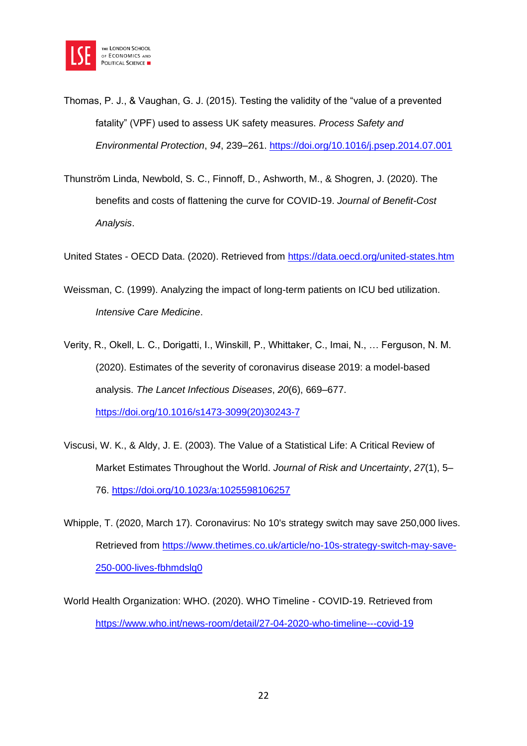Thomas, P. J., & Vaughan, G. J. (2015). Testing the validity of the “value of a prevented fatality” (VPF) used to assess UK safety measures. *Process Safety and Environmental Protection*, *94*, 239–261. https://doi.org/10.1016/j.psep.2014.07.001

Thunström Linda, Newbold, S. C., Finnoff, D., Ashworth, M., & Shogren, J. (2020). The benefits and costs of flattening the curve for COVID-19. *Journal of Benefit-Cost Analysis*.

United States - OECD Data. (2020). Retrieved from https://data.oecd.org/united-states.htm

Weissman, C. (1999). Analyzing the impact of long-term patients on ICU bed utilization. *Intensive Care Medicine*.

Verity, R., Okell, L. C., Dorigatti, I., Winskill, P., Whittaker, C., Imai, N., … Ferguson, N. M. (2020). Estimates of the severity of coronavirus disease 2019: a model-based analysis. *The Lancet Infectious Diseases*, *20*(6), 669–677. https://doi.org/10.1016/s1473-3099(20)30243-7

Viscusi, W. K., & Aldy, J. E. (2003). The Value of a Statistical Life: A Critical Review of Market Estimates Throughout the World. *Journal of Risk and Uncertainty*, *27*(1), 5–76. https://doi.org/10.1023/a:1025598106257

Whipple, T. (2020, March 17). Coronavirus: No 10's strategy switch may save 250,000 lives. Retrieved from https://www.thetimes.co.uk/article/no-10s-strategy-switch-may-save-250-000-lives-fbhmdslq0

World Health Organization: WHO. (2020). WHO Timeline - COVID-19. Retrieved from https://www.who.int/news-room/detail/27-04-2020-who-timeline---covid-19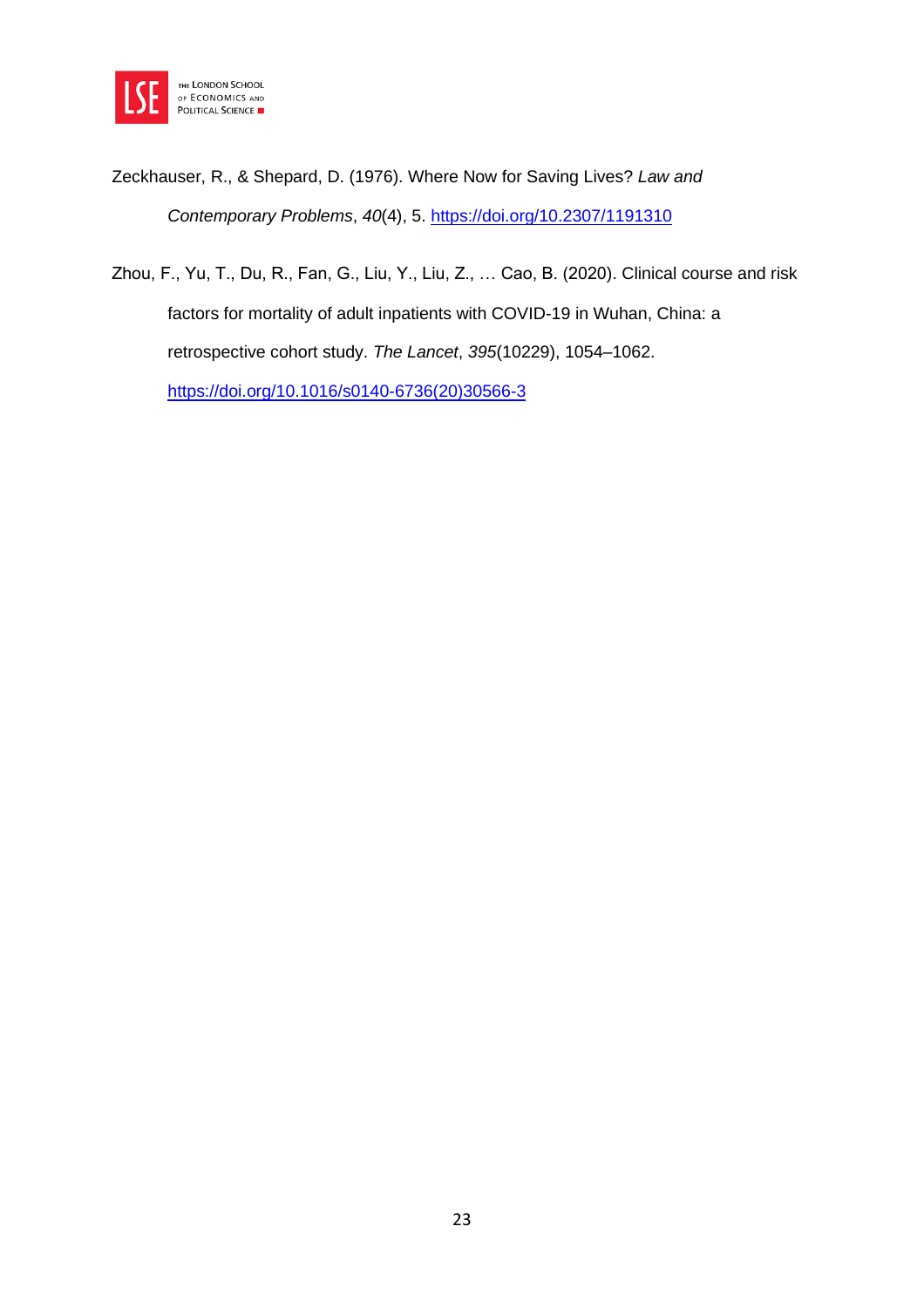Zeckhauser, R., & Shepard, D. (1976). Where Now for Saving Lives? *Law and Contemporary Problems*, *40*(4), 5. https://doi.org/10.2307/1191310

Zhou, F., Yu, T., Du, R., Fan, G., Liu, Y., Liu, Z., … Cao, B. (2020). Clinical course and risk factors for mortality of adult inpatients with COVID-19 in Wuhan, China: a retrospective cohort study. *The Lancet*, *395*(10229), 1054–1062. https://doi.org/10.1016/s0140-6736(20)30566-3